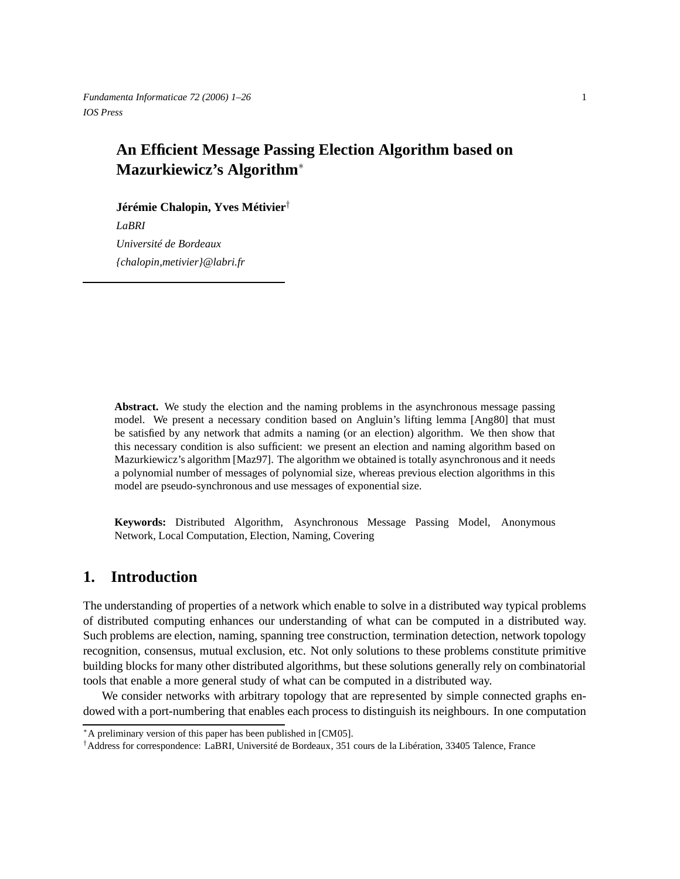# An Efficient Message Passing Election Algorithm based on Mazurkiewicz's Algorithm*

**Jérémie Chalopin, Yves Métivier**†

*LaBRI*
*Université de Bordeaux*
*{chalopin,metivier}@labri.fr*

**Abstract.** We study the election and the naming problems in the asynchronous message passing model. We present a necessary condition based on Angluin's lifting lemma [Ang80] that must be satisfied by any network that admits a naming (or an election) algorithm. We then show that this necessary condition is also sufficient: we present an election and naming algorithm based on Mazurkiewicz's algorithm [Maz97]. The algorithm we obtained is totally asynchronous and it needs a polynomial number of messages of polynomial size, whereas previous election algorithms in this model are pseudo-synchronous and use messages of exponential size.

**Keywords:** Distributed Algorithm, Asynchronous Message Passing Model, Anonymous Network, Local Computation, Election, Naming, Covering

## 1. Introduction

The understanding of properties of a network which enable to solve in a distributed way typical problems of distributed computing enhances our understanding of what can be computed in a distributed way. Such problems are election, naming, spanning tree construction, termination detection, network topology recognition, consensus, mutual exclusion, etc. Not only solutions to these problems constitute primitive building blocks for many other distributed algorithms, but these solutions generally rely on combinatorial tools that enable a more general study of what can be computed in a distributed way.

We consider networks with arbitrary topology that are represented by simple connected graphs endowed with a port-numbering that enables each process to distinguish its neighbours. In one computation

*A preliminary version of this paper has been published in [CM05].

†Address for correspondence: LaBRI, Université de Bordeaux, 351 cours de la Libération, 33405 Talence, France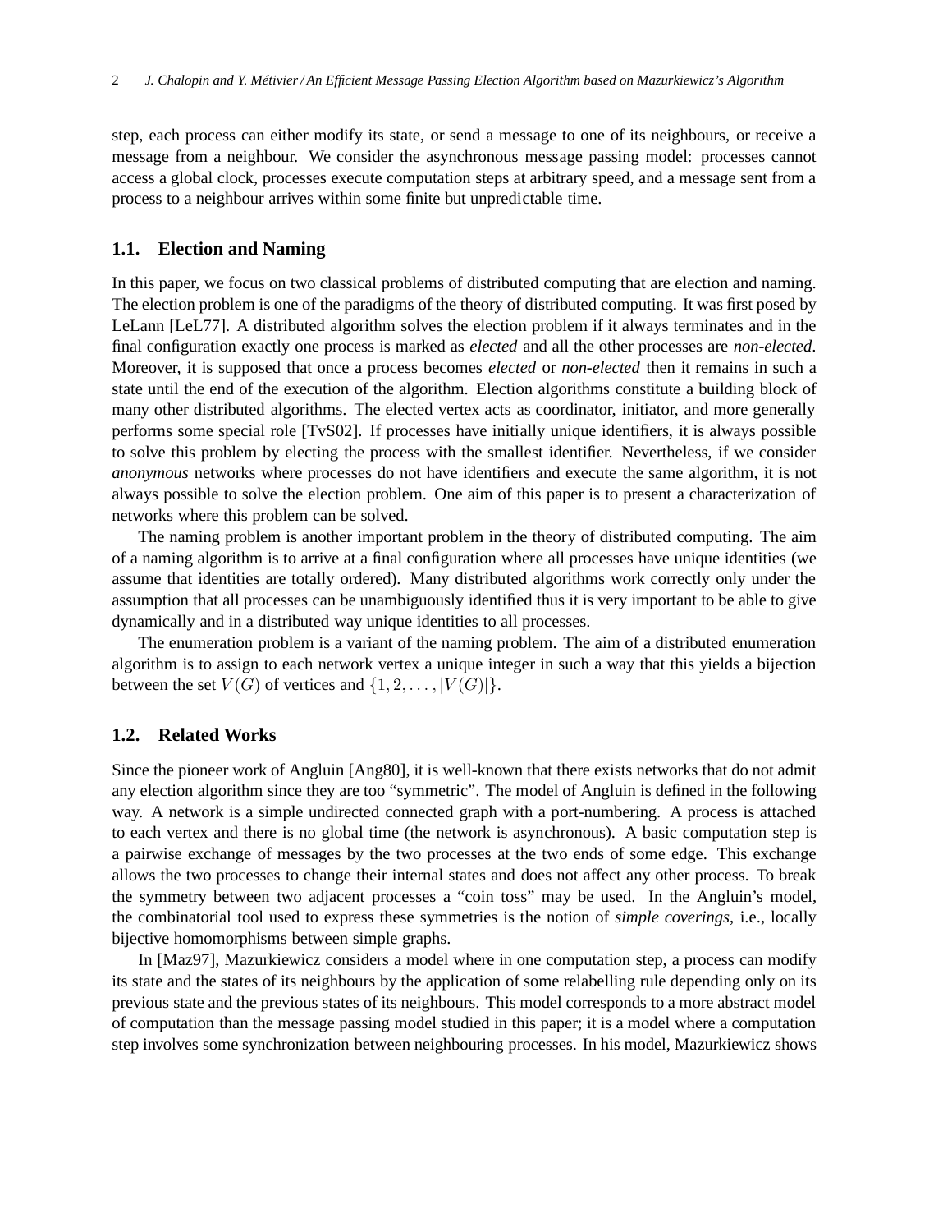step, each process can either modify its state, or send a message to one of its neighbours, or receive a message from a neighbour. We consider the asynchronous message passing model: processes cannot access a global clock, processes execute computation steps at arbitrary speed, and a message sent from a process to a neighbour arrives within some finite but unpredictable time.

### 1.1. Election and Naming

In this paper, we focus on two classical problems of distributed computing that are election and naming. The election problem is one of the paradigms of the theory of distributed computing. It was first posed by LeLann [LeL77]. A distributed algorithm solves the election problem if it always terminates and in the final configuration exactly one process is marked as *elected* and all the other processes are *non-elected*. Moreover, it is supposed that once a process becomes *elected* or *non-elected* then it remains in such a state until the end of the execution of the algorithm. Election algorithms constitute a building block of many other distributed algorithms. The elected vertex acts as coordinator, initiator, and more generally performs some special role [TvS02]. If processes have initially unique identifiers, it is always possible to solve this problem by electing the process with the smallest identifier. Nevertheless, if we consider *anonymous* networks where processes do not have identifiers and execute the same algorithm, it is not always possible to solve the election problem. One aim of this paper is to present a characterization of networks where this problem can be solved.

The naming problem is another important problem in the theory of distributed computing. The aim of a naming algorithm is to arrive at a final configuration where all processes have unique identities (we assume that identities are totally ordered). Many distributed algorithms work correctly only under the assumption that all processes can be unambiguously identified thus it is very important to be able to give dynamically and in a distributed way unique identities to all processes.

The enumeration problem is a variant of the naming problem. The aim of a distributed enumeration algorithm is to assign to each network vertex a unique integer in such a way that this yields a bijection between the set $V(G)$ of vertices and $\{1, 2, \ldots, |V(G)|\}$.

### 1.2. Related Works

Since the pioneer work of Angluin [Ang80], it is well-known that there exists networks that do not admit any election algorithm since they are too "symmetric". The model of Angluin is defined in the following way. A network is a simple undirected connected graph with a port-numbering. A process is attached to each vertex and there is no global time (the network is asynchronous). A basic computation step is a pairwise exchange of messages by the two processes at the two ends of some edge. This exchange allows the two processes to change their internal states and does not affect any other process. To break the symmetry between two adjacent processes a "coin toss" may be used. In the Angluin's model, the combinatorial tool used to express these symmetries is the notion of *simple coverings*, i.e., locally bijective homomorphisms between simple graphs.

In [Maz97], Mazurkiewicz considers a model where in one computation step, a process can modify its state and the states of its neighbours by the application of some relabelling rule depending only on its previous state and the previous states of its neighbours. This model corresponds to a more abstract model of computation than the message passing model studied in this paper; it is a model where a computation step involves some synchronization between neighbouring processes. In his model, Mazurkiewicz shows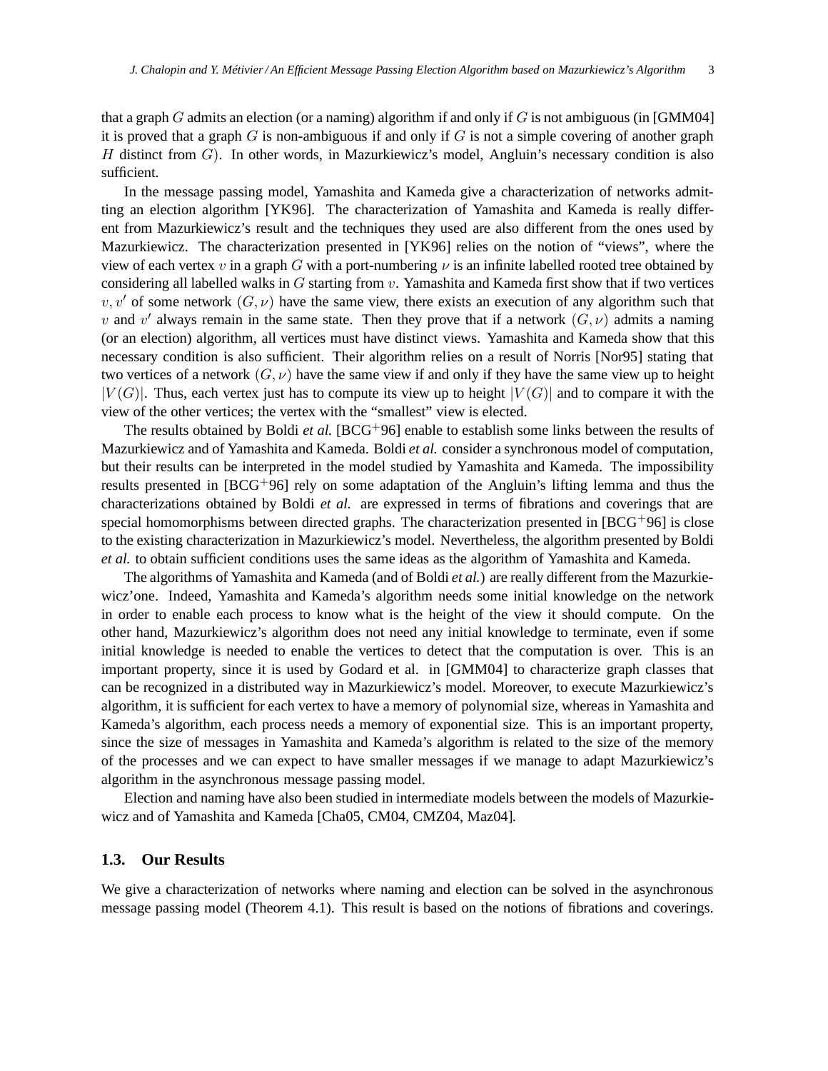that a graph $G$ admits an election (or a naming) algorithm if and only if $G$ is not ambiguous (in [GMM04] it is proved that a graph $G$ is non-ambiguous if and only if $G$ is not a simple covering of another graph $H$ distinct from $G$). In other words, in Mazurkiewicz's model, Angluin's necessary condition is also sufficient.

In the message passing model, Yamashita and Kameda give a characterization of networks admitting an election algorithm [YK96]. The characterization of Yamashita and Kameda is really different from Mazurkiewicz's result and the techniques they used are also different from the ones used by Mazurkiewicz. The characterization presented in [YK96] relies on the notion of "views", where the view of each vertex $v$ in a graph $G$ with a port-numbering $\nu$ is an infinite labelled rooted tree obtained by considering all labelled walks in $G$ starting from $v$. Yamashita and Kameda first show that if two vertices $v, v'$ of some network $(G, \nu)$ have the same view, there exists an execution of any algorithm such that $v$ and $v'$ always remain in the same state. Then they prove that if a network $(G, \nu)$ admits a naming (or an election) algorithm, all vertices must have distinct views. Yamashita and Kameda show that this necessary condition is also sufficient. Their algorithm relies on a result of Norris [Nor95] stating that two vertices of a network $(G, \nu)$ have the same view if and only if they have the same view up to height $|V(G)|$. Thus, each vertex just has to compute its view up to height $|V(G)|$ and to compare it with the view of the other vertices; the vertex with the "smallest" view is elected.

The results obtained by Boldi *et al.* [BCG+96] enable to establish some links between the results of Mazurkiewicz and of Yamashita and Kameda. Boldi *et al.* consider a synchronous model of computation, but their results can be interpreted in the model studied by Yamashita and Kameda. The impossibility results presented in [BCG+96] rely on some adaptation of the Angluin's lifting lemma and thus the characterizations obtained by Boldi *et al.* are expressed in terms of fibrations and coverings that are special homomorphisms between directed graphs. The characterization presented in [BCG+96] is close to the existing characterization in Mazurkiewicz's model. Nevertheless, the algorithm presented by Boldi *et al.* to obtain sufficient conditions uses the same ideas as the algorithm of Yamashita and Kameda.

The algorithms of Yamashita and Kameda (and of Boldi *et al.*) are really different from the Mazurkiewicz'one. Indeed, Yamashita and Kameda's algorithm needs some initial knowledge on the network in order to enable each process to know what is the height of the view it should compute. On the other hand, Mazurkiewicz's algorithm does not need any initial knowledge to terminate, even if some initial knowledge is needed to enable the vertices to detect that the computation is over. This is an important property, since it is used by Godard et al. in [GMM04] to characterize graph classes that can be recognized in a distributed way in Mazurkiewicz's model. Moreover, to execute Mazurkiewicz's algorithm, it is sufficient for each vertex to have a memory of polynomial size, whereas in Yamashita and Kameda's algorithm, each process needs a memory of exponential size. This is an important property, since the size of messages in Yamashita and Kameda's algorithm is related to the size of the memory of the processes and we can expect to have smaller messages if we manage to adapt Mazurkiewicz's algorithm in the asynchronous message passing model.

Election and naming have also been studied in intermediate models between the models of Mazurkiewicz and of Yamashita and Kameda [Cha05, CM04, CMZ04, Maz04].

### 1.3. Our Results

We give a characterization of networks where naming and election can be solved in the asynchronous message passing model (Theorem 4.1). This result is based on the notions of fibrations and coverings.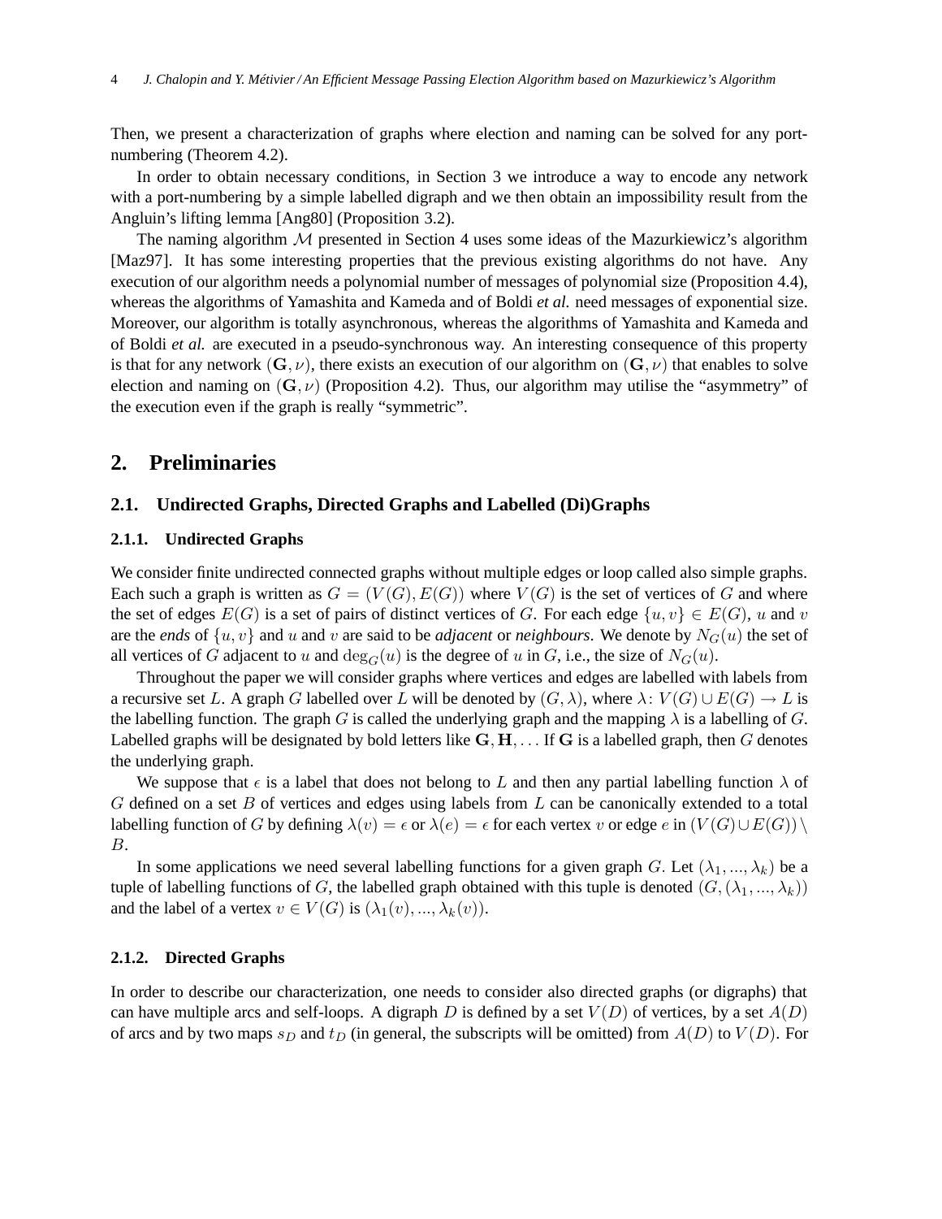Then, we present a characterization of graphs where election and naming can be solved for any port-numbering (Theorem 4.2).

In order to obtain necessary conditions, in Section 3 we introduce a way to encode any network with a port-numbering by a simple labelled digraph and we then obtain an impossibility result from the Angluin's lifting lemma [Ang80] (Proposition 3.2).

The naming algorithm $\mathcal{M}$ presented in Section 4 uses some ideas of the Mazurkiewicz's algorithm [Maz97]. It has some interesting properties that the previous existing algorithms do not have. Any execution of our algorithm needs a polynomial number of messages of polynomial size (Proposition 4.4), whereas the algorithms of Yamashita and Kameda and of Boldi *et al.* need messages of exponential size. Moreover, our algorithm is totally asynchronous, whereas the algorithms of Yamashita and Kameda and of Boldi *et al.* are executed in a pseudo-synchronous way. An interesting consequence of this property is that for any network $(\mathbf{G}, \nu)$, there exists an execution of our algorithm on $(\mathbf{G}, \nu)$ that enables to solve election and naming on $(\mathbf{G}, \nu)$ (Proposition 4.2). Thus, our algorithm may utilise the "asymmetry" of the execution even if the graph is really "symmetric".

## 2. Preliminaries

### 2.1. Undirected Graphs, Directed Graphs and Labelled (Di)Graphs

#### 2.1.1. Undirected Graphs

We consider finite undirected connected graphs without multiple edges or loop called also simple graphs. Each such a graph is written as $G = (V(G), E(G))$ where $V(G)$ is the set of vertices of $G$ and where the set of edges $E(G)$ is a set of pairs of distinct vertices of $G$. For each edge $\{u, v\} \in E(G)$, $u$ and $v$ are the *ends* of $\{u, v\}$ and $u$ and $v$ are said to be *adjacent* or *neighbours*. We denote by $N_G(u)$ the set of all vertices of $G$ adjacent to $u$ and $\deg_G(u)$ is the degree of $u$ in $G$, i.e., the size of $N_G(u)$.

Throughout the paper we will consider graphs where vertices and edges are labelled with labels from a recursive set $L$. A graph $G$ labelled over $L$ will be denoted by $(G, \lambda)$, where $\lambda \colon V(G) \cup E(G) \to L$ is the labelling function. The graph $G$ is called the underlying graph and the mapping $\lambda$ is a labelling of $G$. Labelled graphs will be designated by bold letters like $\mathbf{G}, \mathbf{H}, \ldots$ If $\mathbf{G}$ is a labelled graph, then $G$ denotes the underlying graph.

We suppose that $\epsilon$ is a label that does not belong to $L$ and then any partial labelling function $\lambda$ of $G$ defined on a set $B$ of vertices and edges using labels from $L$ can be canonically extended to a total labelling function of $G$ by defining $\lambda(v) = \epsilon$ or $\lambda(e) = \epsilon$ for each vertex $v$ or edge $e$ in $(V(G) \cup E(G)) \setminus B$.

In some applications we need several labelling functions for a given graph $G$. Let $(\lambda_1, ..., \lambda_k)$ be a tuple of labelling functions of $G$, the labelled graph obtained with this tuple is denoted $(G, (\lambda_1, ..., \lambda_k))$ and the label of a vertex $v \in V(G)$ is $(\lambda_1(v), ..., \lambda_k(v))$.

#### 2.1.2. Directed Graphs

In order to describe our characterization, one needs to consider also directed graphs (or digraphs) that can have multiple arcs and self-loops. A digraph $D$ is defined by a set $V(D)$ of vertices, by a set $A(D)$ of arcs and by two maps $s_D$ and $t_D$ (in general, the subscripts will be omitted) from $A(D)$ to $V(D)$. For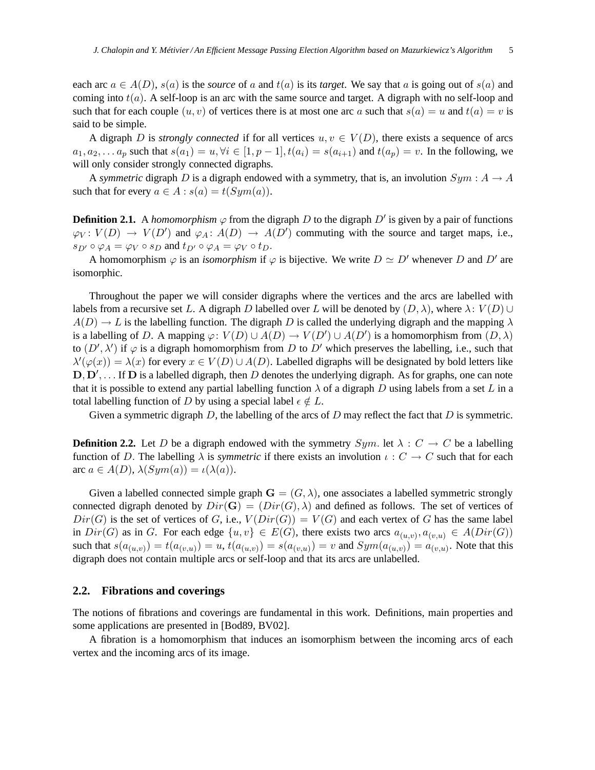each arc $a \in A(D)$, $s(a)$ is the ***source*** of $a$ and $t(a)$ is its ***target***. We say that $a$ is going out of $s(a)$ and coming into $t(a)$. A self-loop is an arc with the same source and target. A digraph with no self-loop and such that for each couple $(u, v)$ of vertices there is at most one arc $a$ such that $s(a) = u$ and $t(a) = v$ is said to be simple.

A digraph $D$ is *strongly connected* if for all vertices $u, v \in V(D)$, there exists a sequence of arcs $a_1, a_2, \ldots a_p$ such that $s(a_1) = u, \forall i \in [1, p-1], t(a_i) = s(a_{i+1})$ and $t(a_p) = v$. In the following, we will only consider strongly connected digraphs.

A *symmetric* digraph $D$ is a digraph endowed with a symmetry, that is, an involution $Sym : A \to A$ such that for every $a \in A : s(a) = t(Sym(a))$.

**Definition 2.1.** A *homomorphism* $\varphi$ from the digraph $D$ to the digraph $D'$ is given by a pair of functions $\varphi_V : V(D) \to V(D')$ and $\varphi_A : A(D) \to A(D')$ commuting with the source and target maps, i.e., $s_{D'} \circ \varphi_A = \varphi_V \circ s_D$ and $t_{D'} \circ \varphi_A = \varphi_V \circ t_D$.

A homomorphism $\varphi$ is an *isomorphism* if $\varphi$ is bijective. We write $D \simeq D'$ whenever $D$ and $D'$ are isomorphic.

Throughout the paper we will consider digraphs where the vertices and the arcs are labelled with labels from a recursive set $L$. A digraph $D$ labelled over $L$ will be denoted by $(D, \lambda)$, where $\lambda : V(D) \cup A(D) \to L$ is the labelling function. The digraph $D$ is called the underlying digraph and the mapping $\lambda$ is a labelling of $D$. A mapping $\varphi : V(D) \cup A(D) \to V(D') \cup A(D')$ is a homomorphism from $(D, \lambda)$ to $(D', \lambda')$ if $\varphi$ is a digraph homomorphism from $D$ to $D'$ which preserves the labelling, i.e., such that $\lambda'(\varphi(x)) = \lambda(x)$ for every $x \in V(D) \cup A(D)$. Labelled digraphs will be designated by bold letters like $\mathbf{D}, \mathbf{D}', \ldots$ If $\mathbf{D}$ is a labelled digraph, then $D$ denotes the underlying digraph. As for graphs, one can note that it is possible to extend any partial labelling function $\lambda$ of a digraph $D$ using labels from a set $L$ in a total labelling function of $D$ by using a special label $\epsilon \notin L$.

Given a symmetric digraph $D$, the labelling of the arcs of $D$ may reflect the fact that $D$ is symmetric.

**Definition 2.2.** Let $D$ be a digraph endowed with the symmetry $Sym$. let $\lambda : C \to C$ be a labelling function of $D$. The labelling $\lambda$ is *symmetric* if there exists an involution $\iota : C \to C$ such that for each arc $a \in A(D)$, $\lambda(Sym(a)) = \iota(\lambda(a))$.

Given a labelled connected simple graph $\mathbf{G} = (G, \lambda)$, one associates a labelled symmetric strongly connected digraph denoted by $Dir(\mathbf{G}) = (Dir(G), \lambda)$ and defined as follows. The set of vertices of $Dir(G)$ is the set of vertices of $G$, i.e., $V(Dir(G)) = V(G)$ and each vertex of $G$ has the same label in $Dir(G)$ as in $G$. For each edge $\{u, v\} \in E(G)$, there exists two arcs $a_{(u,v)}, a_{(v,u)} \in A(Dir(G))$ such that $s(a_{(u,v)}) = t(a_{(v,u)}) = u$, $t(a_{(u,v)}) = s(a_{(v,u)}) = v$ and $Sym(a_{(u,v)}) = a_{(v,u)}$. Note that this digraph does not contain multiple arcs or self-loop and that its arcs are unlabelled.

## 2.2. Fibrations and coverings

The notions of fibrations and coverings are fundamental in this work. Definitions, main properties and some applications are presented in [Bod89, BV02].

A fibration is a homomorphism that induces an isomorphism between the incoming arcs of each vertex and the incoming arcs of its image.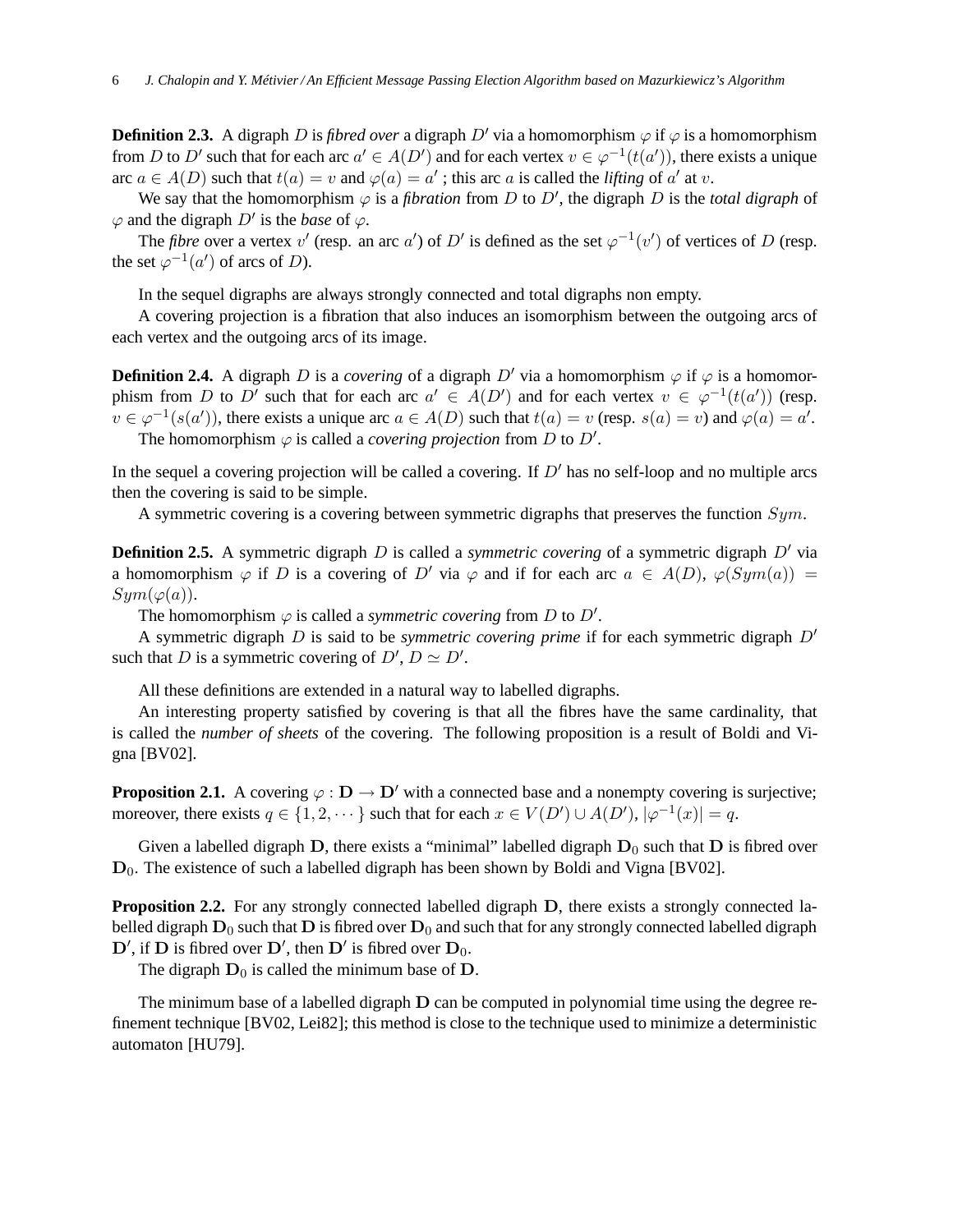**Definition 2.3.** A digraph $D$ is *fibred over* a digraph $D'$ via a homomorphism $\varphi$ if $\varphi$ is a homomorphism from $D$ to $D'$ such that for each arc $a' \in A(D')$ and for each vertex $v \in \varphi^{-1}(t(a'))$, there exists a unique arc $a \in A(D)$ such that $t(a) = v$ and $\varphi(a) = a'$ ; this arc $a$ is called the *lifting* of $a'$ at $v$.

We say that the homomorphism $\varphi$ is a *fibration* from $D$ to $D'$, the digraph $D$ is the *total digraph* of $\varphi$ and the digraph $D'$ is the *base* of $\varphi$.

The *fibre* over a vertex $v'$ (resp. an arc $a'$) of $D'$ is defined as the set $\varphi^{-1}(v')$ of vertices of $D$ (resp. the set $\varphi^{-1}(a')$ of arcs of $D$).

In the sequel digraphs are always strongly connected and total digraphs non empty.

A covering projection is a fibration that also induces an isomorphism between the outgoing arcs of each vertex and the outgoing arcs of its image.

**Definition 2.4.** A digraph $D$ is a *covering* of a digraph $D'$ via a homomorphism $\varphi$ if $\varphi$ is a homomorphism from $D$ to $D'$ such that for each arc $a' \in A(D')$ and for each vertex $v \in \varphi^{-1}(t(a'))$ (resp. $v \in \varphi^{-1}(s(a'))$, there exists a unique arc $a \in A(D)$ such that $t(a) = v$ (resp. $s(a) = v$) and $\varphi(a) = a'$.

The homomorphism $\varphi$ is called a *covering projection* from $D$ to $D'$.

In the sequel a covering projection will be called a covering. If $D'$ has no self-loop and no multiple arcs then the covering is said to be simple.

A symmetric covering is a covering between symmetric digraphs that preserves the function $Sym$.

**Definition 2.5.** A symmetric digraph $D$ is called a *symmetric covering* of a symmetric digraph $D'$ via a homomorphism $\varphi$ if $D$ is a covering of $D'$ via $\varphi$ and if for each arc $a \in A(D)$, $\varphi(Sym(a)) = Sym(\varphi(a))$.

The homomorphism $\varphi$ is called a *symmetric covering* from $D$ to $D'$.

A symmetric digraph $D$ is said to be *symmetric covering prime* if for each symmetric digraph $D'$ such that $D$ is a symmetric covering of $D'$, $D \simeq D'$.

All these definitions are extended in a natural way to labelled digraphs.

An interesting property satisfied by covering is that all the fibres have the same cardinality, that is called the *number of sheets* of the covering. The following proposition is a result of Boldi and Vigna [BV02].

**Proposition 2.1.** A covering $\varphi : \mathbf{D} \to \mathbf{D}'$ with a connected base and a nonempty covering is surjective; moreover, there exists $q \in \{1, 2, \cdots\}$ such that for each $x \in V(D') \cup A(D')$, $|\varphi^{-1}(x)| = q$.

Given a labelled digraph $\mathbf{D}$, there exists a "minimal" labelled digraph $\mathbf{D}_0$ such that $\mathbf{D}$ is fibred over $\mathbf{D}_0$. The existence of such a labelled digraph has been shown by Boldi and Vigna [BV02].

**Proposition 2.2.** For any strongly connected labelled digraph $\mathbf{D}$, there exists a strongly connected labelled digraph $\mathbf{D}_0$ such that $\mathbf{D}$ is fibred over $\mathbf{D}_0$ and such that for any strongly connected labelled digraph $\mathbf{D}'$, if $\mathbf{D}$ is fibred over $\mathbf{D}'$, then $\mathbf{D}'$ is fibred over $\mathbf{D}_0$.

The digraph $\mathbf{D}_0$ is called the minimum base of $\mathbf{D}$.

The minimum base of a labelled digraph $\mathbf{D}$ can be computed in polynomial time using the degree refinement technique [BV02, Lei82]; this method is close to the technique used to minimize a deterministic automaton [HU79].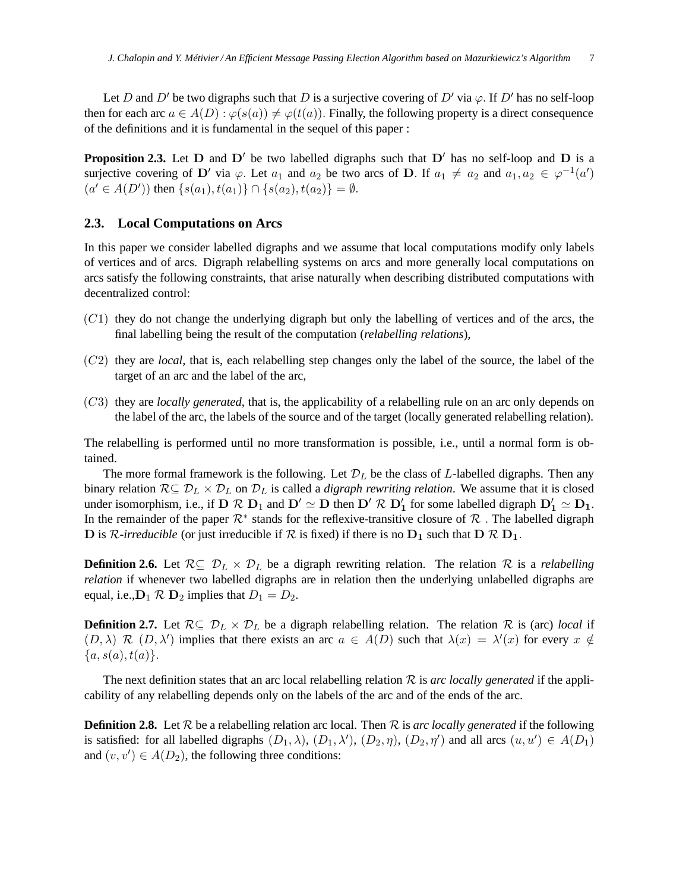Let $D$ and $D'$ be two digraphs such that $D$ is a surjective covering of $D'$ via $\varphi$. If $D'$ has no self-loop then for each arc $a \in A(D) : \varphi(s(a)) \neq \varphi(t(a))$. Finally, the following property is a direct consequence of the definitions and it is fundamental in the sequel of this paper :

**Proposition 2.3.** Let $\mathbf{D}$ and $\mathbf{D'}$ be two labelled digraphs such that $\mathbf{D'}$ has no self-loop and $\mathbf{D}$ is a surjective covering of $\mathbf{D'}$ via $\varphi$. Let $a_1$ and $a_2$ be two arcs of $\mathbf{D}$. If $a_1 \neq a_2$ and $a_1, a_2 \in \varphi^{-1}(a')$ ($a' \in A(D')$) then $\{s(a_1), t(a_1)\} \cap \{s(a_2), t(a_2)\} = \emptyset$.

### 2.3. Local Computations on Arcs

In this paper we consider labelled digraphs and we assume that local computations modify only labels of vertices and of arcs. Digraph relabelling systems on arcs and more generally local computations on arcs satisfy the following constraints, that arise naturally when describing distributed computations with decentralized control:

- $(C1)$ they do not change the underlying digraph but only the labelling of vertices and of the arcs, the final labelling being the result of the computation (*relabelling relations*),
- $(C2)$ they are *local*, that is, each relabelling step changes only the label of the source, the label of the target of an arc and the label of the arc,
- $(C3)$ they are *locally generated*, that is, the applicability of a relabelling rule on an arc only depends on the label of the arc, the labels of the source and of the target (locally generated relabelling relation).

The relabelling is performed until no more transformation is possible, i.e., until a normal form is obtained.

The more formal framework is the following. Let $\mathcal{D}_L$ be the class of $L$-labelled digraphs. Then any binary relation $\mathcal{R} \subseteq \mathcal{D}_L \times \mathcal{D}_L$ on $\mathcal{D}_L$ is called a *digraph rewriting relation*. We assume that it is closed under isomorphism, i.e., if $\mathbf{D} \ \mathcal{R} \ \mathbf{D}_1$ and $\mathbf{D'} \simeq \mathbf{D}$ then $\mathbf{D'} \ \mathcal{R} \ \mathbf{D'_1}$ for some labelled digraph $\mathbf{D'_1} \simeq \mathbf{D_1}$. In the remainder of the paper $\mathcal{R}^*$ stands for the reflexive-transitive closure of $\mathcal{R}$ . The labelled digraph $\mathbf{D}$ is $\mathcal{R}$*-irreducible* (or just irreducible if $\mathcal{R}$ is fixed) if there is no $\mathbf{D_1}$ such that $\mathbf{D} \ \mathcal{R} \ \mathbf{D_1}$.

**Definition 2.6.** Let $\mathcal{R} \subseteq \mathcal{D}_L \times \mathcal{D}_L$ be a digraph rewriting relation. The relation $\mathcal{R}$ is a *relabelling relation* if whenever two labelled digraphs are in relation then the underlying unlabelled digraphs are equal, i.e.,$\mathbf{D}_1 \ \mathcal{R} \ \mathbf{D}_2$ implies that $D_1 = D_2$.

**Definition 2.7.** Let $\mathcal{R} \subseteq \mathcal{D}_L \times \mathcal{D}_L$ be a digraph relabelling relation. The relation $\mathcal{R}$ is (arc) *local* if $(D, \lambda) \ \mathcal{R} \ (D, \lambda')$ implies that there exists an arc $a \in A(D)$ such that $\lambda(x) = \lambda'(x)$ for every $x \notin \{a, s(a), t(a)\}$.

The next definition states that an arc local relabelling relation $\mathcal{R}$ is *arc locally generated* if the applicability of any relabelling depends only on the labels of the arc and of the ends of the arc.

**Definition 2.8.** Let $\mathcal{R}$ be a relabelling relation arc local. Then $\mathcal{R}$ is *arc locally generated* if the following is satisfied: for all labelled digraphs $(D_1, \lambda)$, $(D_1, \lambda')$, $(D_2, \eta)$, $(D_2, \eta')$ and all arcs $(u, u') \in A(D_1)$ and $(v, v') \in A(D_2)$, the following three conditions: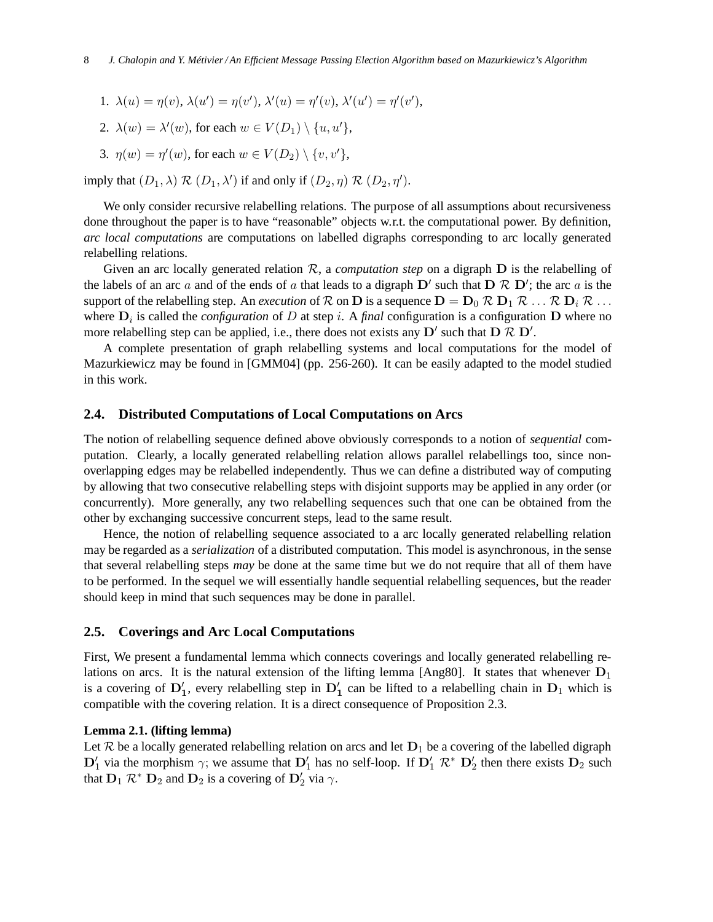1. $\lambda(u) = \eta(v)$, $\lambda(u') = \eta(v')$, $\lambda'(u) = \eta'(v)$, $\lambda'(u') = \eta'(v')$,
2. $\lambda(w) = \lambda'(w)$, for each $w \in V(D_1) \setminus \{u, u'\}$,
3. $\eta(w) = \eta'(w)$, for each $w \in V(D_2) \setminus \{v, v'\}$,

imply that $(D_1, \lambda) \mathcal{R} (D_1, \lambda')$ if and only if $(D_2, \eta) \mathcal{R} (D_2, \eta')$.

We only consider recursive relabelling relations. The purpose of all assumptions about recursiveness done throughout the paper is to have "reasonable" objects w.r.t. the computational power. By definition, *arc local computations* are computations on labelled digraphs corresponding to arc locally generated relabelling relations.

Given an arc locally generated relation $\mathcal{R}$, a *computation step* on a digraph $\mathbf{D}$ is the relabelling of the labels of an arc $a$ and of the ends of $a$ that leads to a digraph $\mathbf{D}'$ such that $\mathbf{D} \mathcal{R} \mathbf{D}'$; the arc $a$ is the support of the relabelling step. An *execution* of $\mathcal{R}$ on $\mathbf{D}$ is a sequence $\mathbf{D} = \mathbf{D}_0 \mathcal{R} \mathbf{D}_1 \mathcal{R} \ldots \mathcal{R} \mathbf{D}_i \mathcal{R} \ldots$ where $\mathbf{D}_i$ is called the *configuration* of $D$ at step $i$. A *final* configuration is a configuration $\mathbf{D}$ where no more relabelling step can be applied, i.e., there does not exists any $\mathbf{D}'$ such that $\mathbf{D} \mathcal{R} \mathbf{D}'$.

A complete presentation of graph relabelling systems and local computations for the model of Mazurkiewicz may be found in [GMM04] (pp. 256-260). It can be easily adapted to the model studied in this work.

## 2.4. Distributed Computations of Local Computations on Arcs

The notion of relabelling sequence defined above obviously corresponds to a notion of *sequential* computation. Clearly, a locally generated relabelling relation allows parallel relabellings too, since non-overlapping edges may be relabelled independently. Thus we can define a distributed way of computing by allowing that two consecutive relabelling steps with disjoint supports may be applied in any order (or concurrently). More generally, any two relabelling sequences such that one can be obtained from the other by exchanging successive concurrent steps, lead to the same result.

Hence, the notion of relabelling sequence associated to a arc locally generated relabelling relation may be regarded as a *serialization* of a distributed computation. This model is asynchronous, in the sense that several relabelling steps *may* be done at the same time but we do not require that all of them have to be performed. In the sequel we will essentially handle sequential relabelling sequences, but the reader should keep in mind that such sequences may be done in parallel.

## 2.5. Coverings and Arc Local Computations

First, We present a fundamental lemma which connects coverings and locally generated relabelling relations on arcs. It is the natural extension of the lifting lemma [Ang80]. It states that whenever $\mathbf{D}_1$ is a covering of $\mathbf{D'_1}$, every relabelling step in $\mathbf{D'_1}$ can be lifted to a relabelling chain in $\mathbf{D}_1$ which is compatible with the covering relation. It is a direct consequence of Proposition 2.3.

**Lemma 2.1. (lifting lemma)**
Let $\mathcal{R}$ be a locally generated relabelling relation on arcs and let $\mathbf{D}_1$ be a covering of the labelled digraph $\mathbf{D}'_1$ via the morphism $\gamma$; we assume that $\mathbf{D}'_1$ has no self-loop. If $\mathbf{D}'_1 \mathcal{R}^* \mathbf{D}'_2$ then there exists $\mathbf{D}_2$ such that $\mathbf{D}_1 \mathcal{R}^* \mathbf{D}_2$ and $\mathbf{D}_2$ is a covering of $\mathbf{D}'_2$ via $\gamma$.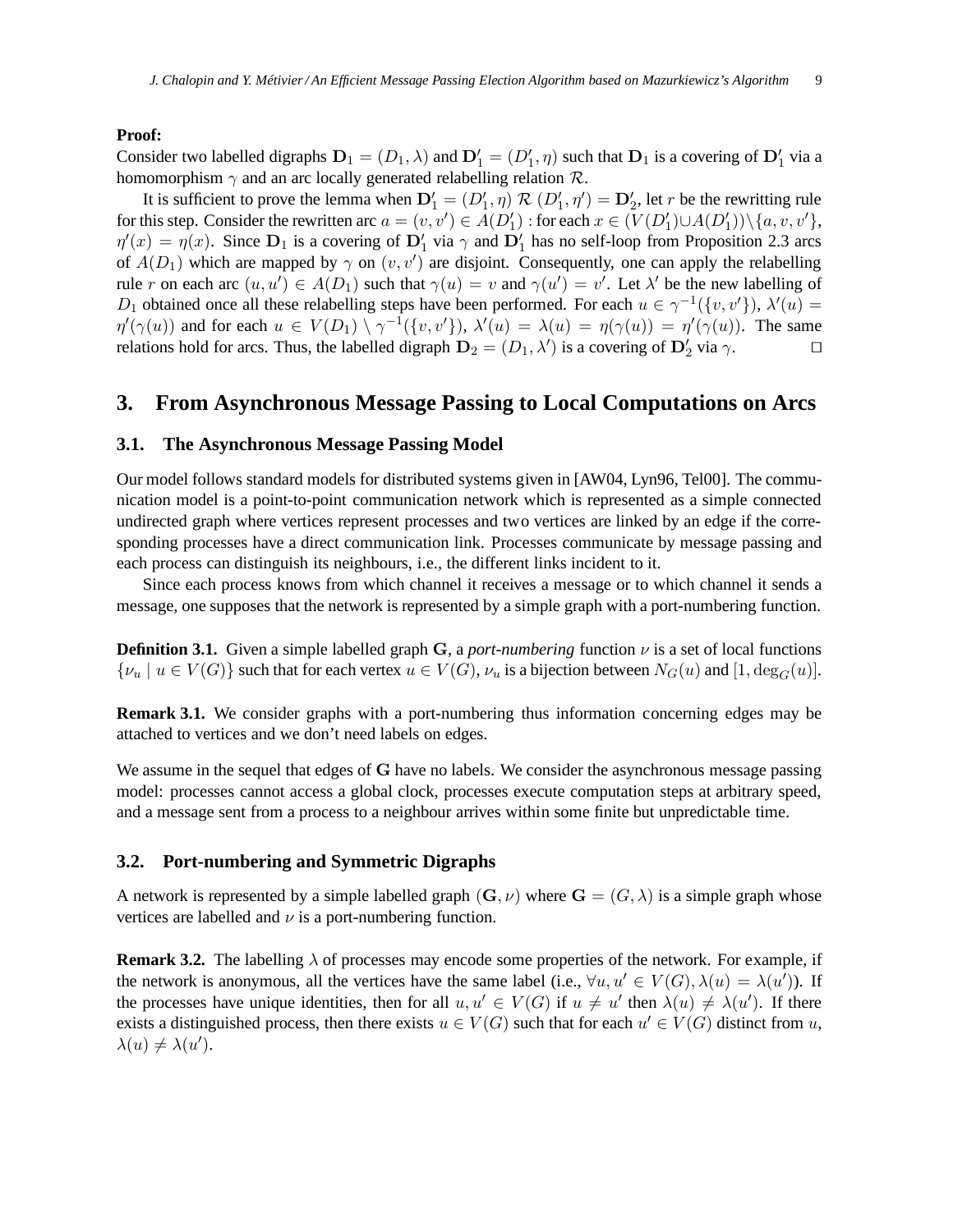**Proof:**
Consider two labelled digraphs $\mathbf{D}_1 = (D_1, \lambda)$ and $\mathbf{D}'_1 = (D'_1, \eta)$ such that $\mathbf{D}_1$ is a covering of $\mathbf{D}'_1$ via a homomorphism $\gamma$ and an arc locally generated relabelling relation $\mathcal{R}$.

It is sufficient to prove the lemma when $\mathbf{D}'_1 = (D'_1, \eta) \; \mathcal{R} \; (D'_1, \eta') = \mathbf{D}'_2$, let $r$ be the rewritting rule for this step. Consider the rewritten arc $a = (v, v') \in A(D'_1)$ : for each $x \in (V(D'_1) \cup A(D'_1)) \setminus \{a, v, v'\}$, $\eta'(x) = \eta(x)$. Since $\mathbf{D}_1$ is a covering of $\mathbf{D}'_1$ via $\gamma$ and $\mathbf{D}'_1$ has no self-loop from Proposition 2.3 arcs of $A(D_1)$ which are mapped by $\gamma$ on $(v, v')$ are disjoint. Consequently, one can apply the relabelling rule $r$ on each arc $(u, u') \in A(D_1)$ such that $\gamma(u) = v$ and $\gamma(u') = v'$. Let $\lambda'$ be the new labelling of $D_1$ obtained once all these relabelling steps have been performed. For each $u \in \gamma^{-1}(\{v, v'\})$, $\lambda'(u) = \eta'(\gamma(u))$ and for each $u \in V(D_1) \setminus \gamma^{-1}(\{v, v'\})$, $\lambda'(u) = \lambda(u) = \eta(\gamma(u)) = \eta'(\gamma(u))$. The same relations hold for arcs. Thus, the labelled digraph $\mathbf{D}_2 = (D_1, \lambda')$ is a covering of $\mathbf{D}'_2$ via $\gamma$. $\square$

## 3. From Asynchronous Message Passing to Local Computations on Arcs

### 3.1. The Asynchronous Message Passing Model

Our model follows standard models for distributed systems given in [AW04, Lyn96, Tel00]. The communication model is a point-to-point communication network which is represented as a simple connected undirected graph where vertices represent processes and two vertices are linked by an edge if the corresponding processes have a direct communication link. Processes communicate by message passing and each process can distinguish its neighbours, i.e., the different links incident to it.

Since each process knows from which channel it receives a message or to which channel it sends a message, one supposes that the network is represented by a simple graph with a port-numbering function.

**Definition 3.1.** Given a simple labelled graph $\mathbf{G}$, a *port-numbering* function $\nu$ is a set of local functions $\{\nu_u \mid u \in V(G)\}$ such that for each vertex $u \in V(G)$, $\nu_u$ is a bijection between $N_G(u)$ and $[1, \deg_G(u)]$.

**Remark 3.1.** We consider graphs with a port-numbering thus information concerning edges may be attached to vertices and we don't need labels on edges.

We assume in the sequel that edges of $\mathbf{G}$ have no labels. We consider the asynchronous message passing model: processes cannot access a global clock, processes execute computation steps at arbitrary speed, and a message sent from a process to a neighbour arrives within some finite but unpredictable time.

### 3.2. Port-numbering and Symmetric Digraphs

A network is represented by a simple labelled graph $(\mathbf{G}, \nu)$ where $\mathbf{G} = (G, \lambda)$ is a simple graph whose vertices are labelled and $\nu$ is a port-numbering function.

**Remark 3.2.** The labelling $\lambda$ of processes may encode some properties of the network. For example, if the network is anonymous, all the vertices have the same label (i.e., $\forall u, u' \in V(G), \lambda(u) = \lambda(u')$). If the processes have unique identities, then for all $u, u' \in V(G)$ if $u \neq u'$ then $\lambda(u) \neq \lambda(u')$. If there exists a distinguished process, then there exists $u \in V(G)$ such that for each $u' \in V(G)$ distinct from $u$, $\lambda(u) \neq \lambda(u')$.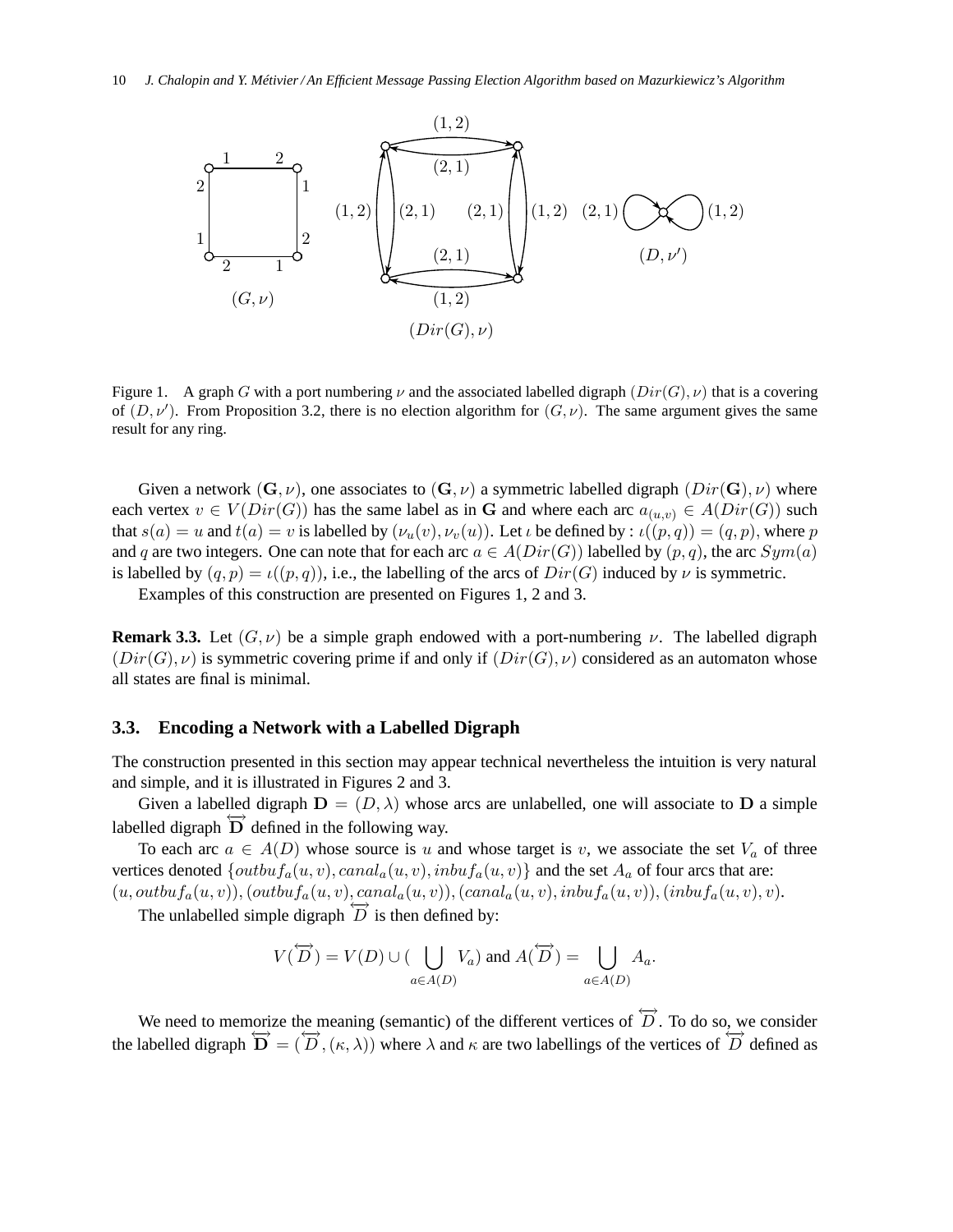Figure 1. A graph $G$ with a port numbering $\nu$ and the associated labelled digraph $(Dir(G), \nu)$ that is a covering of $(D, \nu')$. From Proposition 3.2, there is no election algorithm for $(G, \nu)$. The same argument gives the same result for any ring.

Given a network $(\mathbf{G}, \nu)$, one associates to $(\mathbf{G}, \nu)$ a symmetric labelled digraph $(Dir(\mathbf{G}), \nu)$ where each vertex $v \in V(Dir(G))$ has the same label as in $\mathbf{G}$ and where each arc $a_{(u,v)} \in A(Dir(G))$ such that $s(a) = u$ and $t(a) = v$ is labelled by $(\nu_u(v), \nu_v(u))$. Let $\iota$ be defined by : $\iota((p,q)) = (q,p)$, where $p$ and $q$ are two integers. One can note that for each arc $a \in A(Dir(G))$ labelled by $(p,q)$, the arc $Sym(a)$ is labelled by $(q,p) = \iota((p,q))$, i.e., the labelling of the arcs of $Dir(G)$ induced by $\nu$ is symmetric.

Examples of this construction are presented on Figures 1, 2 and 3.

**Remark 3.3.** Let $(G, \nu)$ be a simple graph endowed with a port-numbering $\nu$. The labelled digraph $(Dir(G), \nu)$ is symmetric covering prime if and only if $(Dir(G), \nu)$ considered as an automaton whose all states are final is minimal.

### 3.3. Encoding a Network with a Labelled Digraph

The construction presented in this section may appear technical nevertheless the intuition is very natural and simple, and it is illustrated in Figures 2 and 3.

Given a labelled digraph $\mathbf{D} = (D, \lambda)$ whose arcs are unlabelled, one will associate to $\mathbf{D}$ a simple labelled digraph $\overleftrightarrow{\mathbf{D}}$ defined in the following way.

To each arc $a \in A(D)$ whose source is $u$ and whose target is $v$, we associate the set $V_a$ of three vertices denoted $\{outbuf_a(u,v), canal_a(u,v), inbuf_a(u,v)\}$ and the set $A_a$ of four arcs that are: $(u, outbuf_a(u,v)), (outbuf_a(u,v), canal_a(u,v)), (canal_a(u,v), inbuf_a(u,v)), (inbuf_a(u,v), v)$.

The unlabelled simple digraph $\overleftrightarrow{D}$ is then defined by:

$$V(\overleftrightarrow{D}) = V(D) \cup (\bigcup_{a \in A(D)} V_a) \text{ and } A(\overleftrightarrow{D}) = \bigcup_{a \in A(D)} A_a.$$

We need to memorize the meaning (semantic) of the different vertices of $\overleftrightarrow{D}$. To do so, we consider the labelled digraph $\overleftrightarrow{\mathbf{D}} = (\overleftrightarrow{D}, (\kappa, \lambda))$ where $\lambda$ and $\kappa$ are two labellings of the vertices of $\overleftrightarrow{D}$ defined as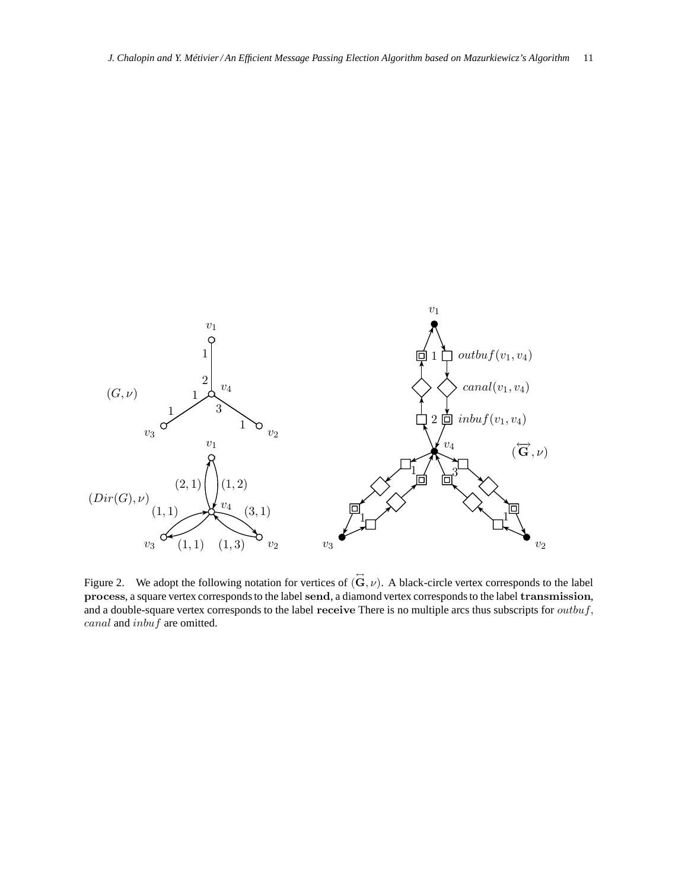Figure 2. We adopt the following notation for vertices of $(\overleftrightarrow{\mathbf{G}}, \nu)$. A black-circle vertex corresponds to the label **process**, a square vertex corresponds to the label **send**, a diamond vertex corresponds to the label **transmission**, and a double-square vertex corresponds to the label **receive** There is no multiple arcs thus subscripts for $outbuf$, $canal$ and $inbuf$ are omitted.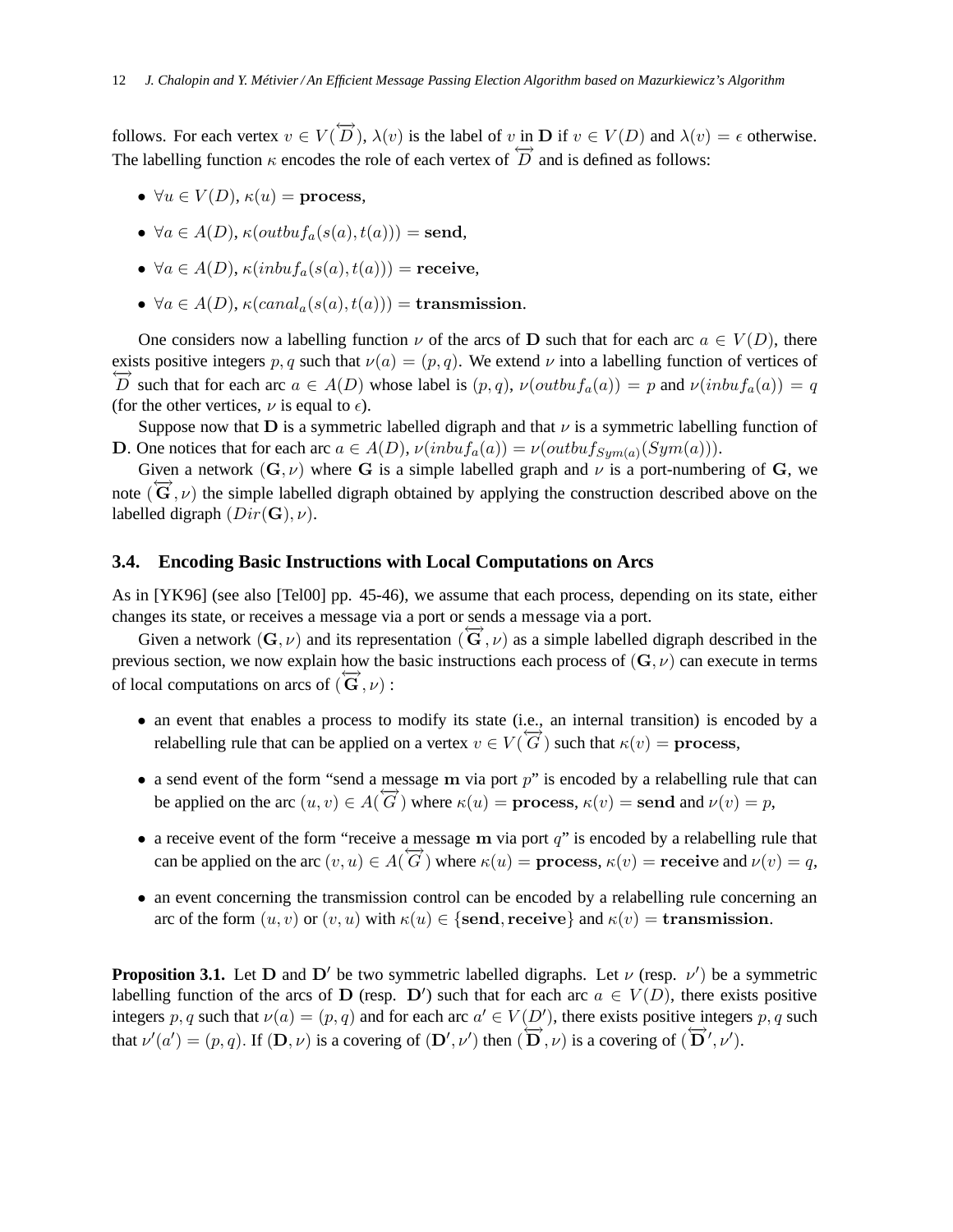follows. For each vertex $v \in V(\overleftrightarrow{D})$, $\lambda(v)$ is the label of $v$ in $\mathbf{D}$ if $v \in V(D)$ and $\lambda(v) = \epsilon$ otherwise. The labelling function $\kappa$ encodes the role of each vertex of $\overleftrightarrow{D}$ and is defined as follows:

- $\forall u \in V(D)$, $\kappa(u) = \mathbf{process}$,
- $\forall a \in A(D)$, $\kappa(outbuf_a(s(a), t(a))) = \mathbf{send}$,
- $\forall a \in A(D)$, $\kappa(inbuf_a(s(a), t(a))) = \mathbf{receive}$,
- $\forall a \in A(D)$, $\kappa(canal_a(s(a), t(a))) = \mathbf{transmission}$.

One considers now a labelling function $\nu$ of the arcs of $\mathbf{D}$ such that for each arc $a \in V(D)$, there exists positive integers $p, q$ such that $\nu(a) = (p, q)$. We extend $\nu$ into a labelling function of vertices of $\overleftrightarrow{D}$ such that for each arc $a \in A(D)$ whose label is $(p, q)$, $\nu(outbuf_a(a)) = p$ and $\nu(inbuf_a(a)) = q$ (for the other vertices, $\nu$ is equal to $\epsilon$).

Suppose now that $\mathbf{D}$ is a symmetric labelled digraph and that $\nu$ is a symmetric labelling function of $\mathbf{D}$. One notices that for each arc $a \in A(D)$, $\nu(inbuf_a(a)) = \nu(outbuf_{Sym(a)}(Sym(a)))$.

Given a network $(\mathbf{G}, \nu)$ where $\mathbf{G}$ is a simple labelled graph and $\nu$ is a port-numbering of $\mathbf{G}$, we note $(\overleftrightarrow{\mathbf{G}}, \nu)$ the simple labelled digraph obtained by applying the construction described above on the labelled digraph $(Dir(\mathbf{G}), \nu)$.

### 3.4. Encoding Basic Instructions with Local Computations on Arcs

As in [YK96] (see also [Tel00] pp. 45-46), we assume that each process, depending on its state, either changes its state, or receives a message via a port or sends a message via a port.

Given a network $(\mathbf{G}, \nu)$ and its representation $(\overleftrightarrow{\mathbf{G}}, \nu)$ as a simple labelled digraph described in the previous section, we now explain how the basic instructions each process of $(\mathbf{G}, \nu)$ can execute in terms of local computations on arcs of $(\overleftrightarrow{\mathbf{G}}, \nu)$ :

- an event that enables a process to modify its state (i.e., an internal transition) is encoded by a relabelling rule that can be applied on a vertex $v \in V(\overleftrightarrow{G})$ such that $\kappa(v) = \mathbf{process}$,
- a send event of the form "send a message $\mathbf{m}$ via port $p$" is encoded by a relabelling rule that can be applied on the arc $(u, v) \in A(\overleftrightarrow{G})$ where $\kappa(u) = \mathbf{process}$, $\kappa(v) = \mathbf{send}$ and $\nu(v) = p$,
- a receive event of the form "receive a message $\mathbf{m}$ via port $q$" is encoded by a relabelling rule that can be applied on the arc $(v, u) \in A(\overleftrightarrow{G})$ where $\kappa(u) = \mathbf{process}$, $\kappa(v) = \mathbf{receive}$ and $\nu(v) = q$,
- an event concerning the transmission control can be encoded by a relabelling rule concerning an arc of the form $(u, v)$ or $(v, u)$ with $\kappa(u) \in \{\mathbf{send}, \mathbf{receive}\}$ and $\kappa(v) = \mathbf{transmission}$.

**Proposition 3.1.** Let $\mathbf{D}$ and $\mathbf{D}'$ be two symmetric labelled digraphs. Let $\nu$ (resp. $\nu'$) be a symmetric labelling function of the arcs of $\mathbf{D}$ (resp. $\mathbf{D}'$) such that for each arc $a \in V(D)$, there exists positive integers $p, q$ such that $\nu(a) = (p, q)$ and for each arc $a' \in V(D')$, there exists positive integers $p, q$ such that $\nu'(a') = (p, q)$. If $(\mathbf{D}, \nu)$ is a covering of $(\mathbf{D}', \nu')$ then $(\overleftrightarrow{\mathbf{D}}, \nu)$ is a covering of $(\overleftrightarrow{\mathbf{D}}', \nu')$.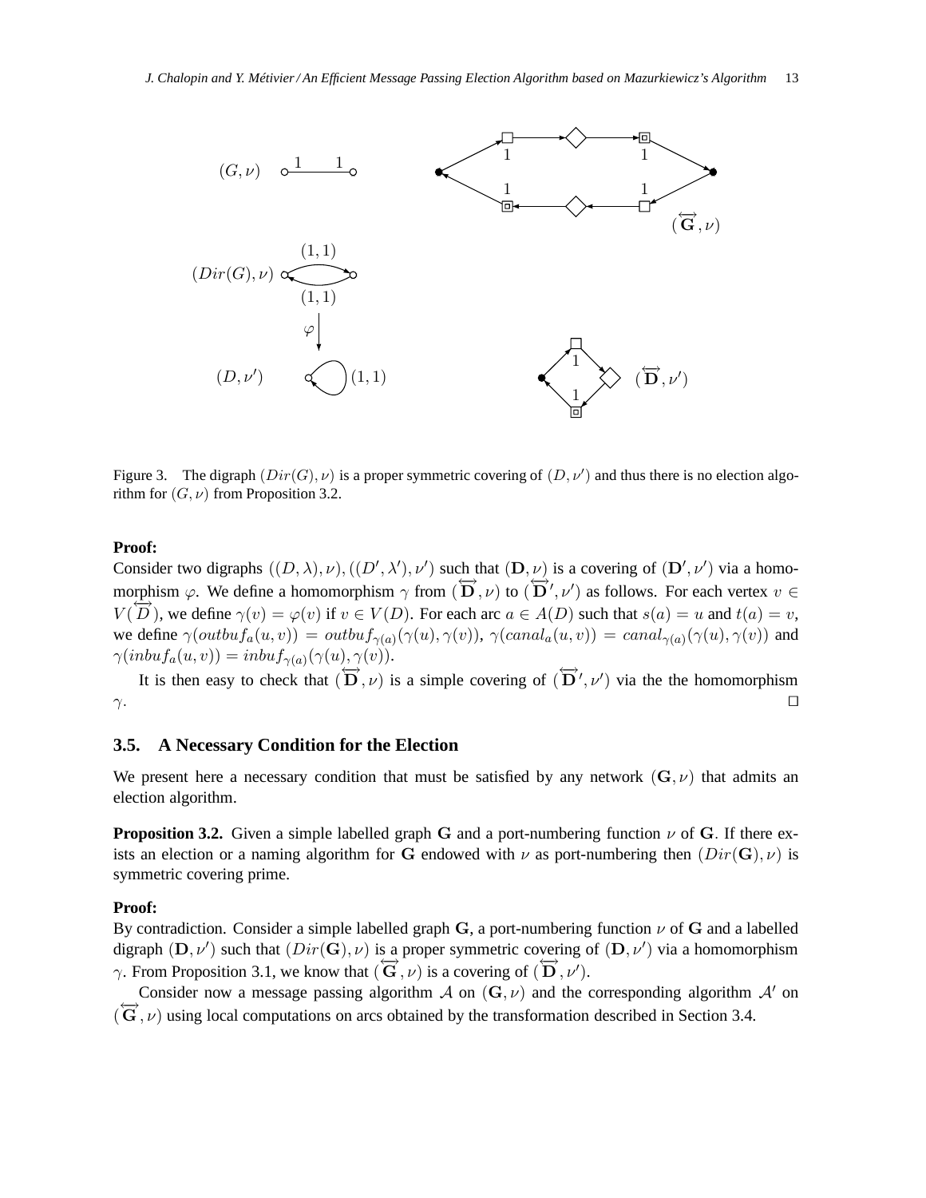Figure 3. The digraph $(Dir(G), \nu)$ is a proper symmetric covering of $(D, \nu')$ and thus there is no election algorithm for $(G, \nu)$ from Proposition 3.2.

**Proof:**
Consider two digraphs $((D, \lambda), \nu), ((D', \lambda'), \nu')$ such that $(\mathbf{D}, \nu)$ is a covering of $(\mathbf{D}', \nu')$ via a homomorphism $\varphi$. We define a homomorphism $\gamma$ from $(\overleftrightarrow{\mathbf{D}}, \nu)$ to $(\overleftrightarrow{\mathbf{D}}', \nu')$ as follows. For each vertex $v \in V(\overleftrightarrow{D})$, we define $\gamma(v) = \varphi(v)$ if $v \in V(D)$. For each arc $a \in A(D)$ such that $s(a) = u$ and $t(a) = v$, we define $\gamma(outbuf_a(u, v)) = outbuf_{\gamma(a)}(\gamma(u), \gamma(v))$, $\gamma(canal_a(u, v)) = canal_{\gamma(a)}(\gamma(u), \gamma(v))$ and $\gamma(inbuf_a(u, v)) = inbuf_{\gamma(a)}(\gamma(u), \gamma(v))$.

It is then easy to check that $(\overleftrightarrow{\mathbf{D}}, \nu)$ is a simple covering of $(\overleftrightarrow{\mathbf{D}}', \nu')$ via the the homomorphism $\gamma$. □

### 3.5. A Necessary Condition for the Election

We present here a necessary condition that must be satisfied by any network $(\mathbf{G}, \nu)$ that admits an election algorithm.

**Proposition 3.2.** Given a simple labelled graph $\mathbf{G}$ and a port-numbering function $\nu$ of $\mathbf{G}$. If there exists an election or a naming algorithm for $\mathbf{G}$ endowed with $\nu$ as port-numbering then $(Dir(\mathbf{G}), \nu)$ is symmetric covering prime.

**Proof:**
By contradiction. Consider a simple labelled graph $\mathbf{G}$, a port-numbering function $\nu$ of $\mathbf{G}$ and a labelled digraph $(\mathbf{D}, \nu')$ such that $(Dir(\mathbf{G}), \nu)$ is a proper symmetric covering of $(\mathbf{D}, \nu')$ via a homomorphism $\gamma$. From Proposition 3.1, we know that $(\overleftrightarrow{\mathbf{G}}, \nu)$ is a covering of $(\overleftrightarrow{\mathbf{D}}, \nu')$.

Consider now a message passing algorithm $\mathcal{A}$ on $(\mathbf{G}, \nu)$ and the corresponding algorithm $\mathcal{A}'$ on $(\overleftrightarrow{\mathbf{G}}, \nu)$ using local computations on arcs obtained by the transformation described in Section 3.4.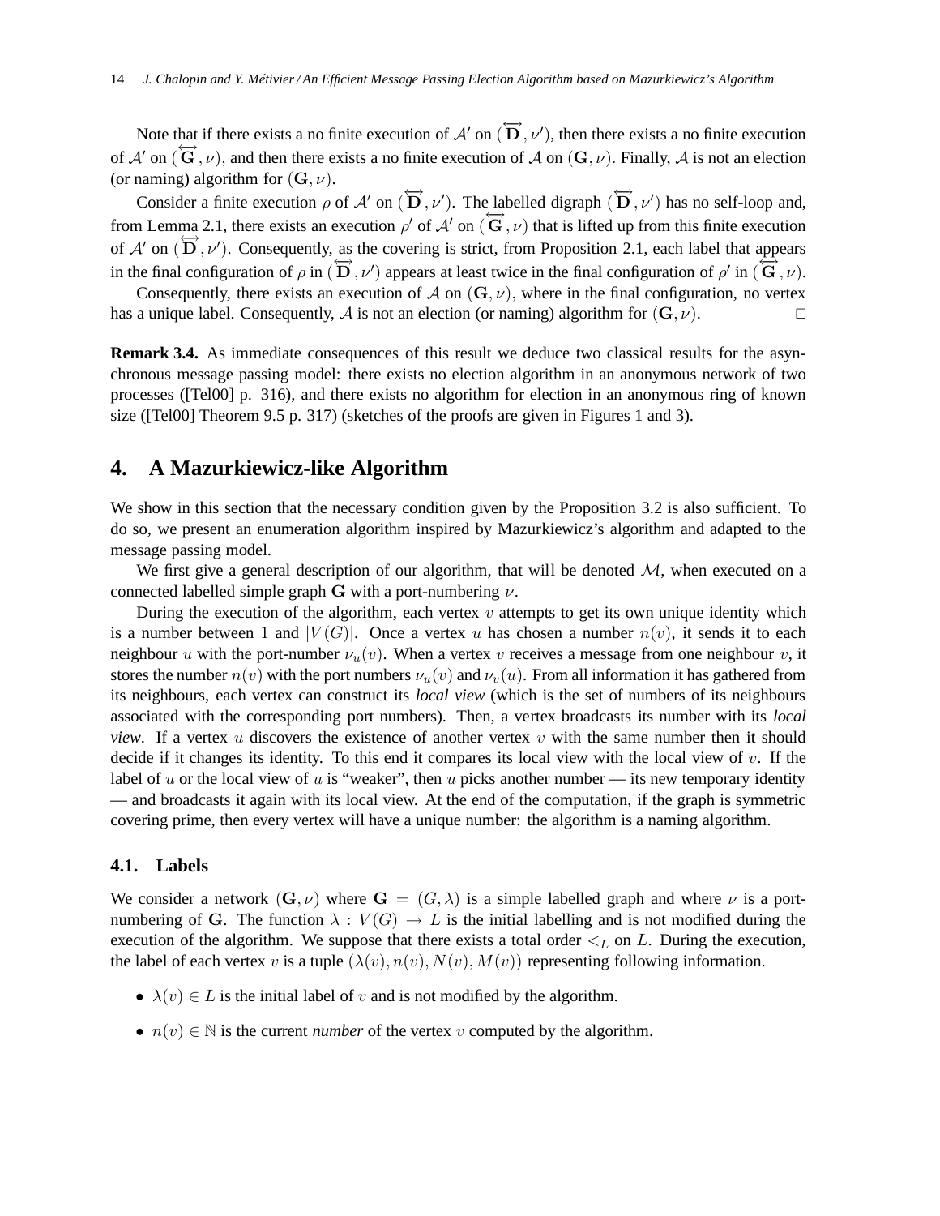Note that if there exists a no finite execution of $\mathcal{A}'$ on $(\overleftrightarrow{\mathbf{D}}, \nu')$, then there exists a no finite execution of $\mathcal{A}'$ on $(\overleftrightarrow{\mathbf{G}}, \nu)$, and then there exists a no finite execution of $\mathcal{A}$ on $(\mathbf{G}, \nu)$. Finally, $\mathcal{A}$ is not an election (or naming) algorithm for $(\mathbf{G}, \nu)$.

Consider a finite execution $\rho$ of $\mathcal{A}'$ on $(\overleftrightarrow{\mathbf{D}}, \nu')$. The labelled digraph $(\overleftrightarrow{\mathbf{D}}, \nu')$ has no self-loop and, from Lemma 2.1, there exists an execution $\rho'$ of $\mathcal{A}'$ on $(\overleftrightarrow{\mathbf{G}}, \nu)$ that is lifted up from this finite execution of $\mathcal{A}'$ on $(\overleftrightarrow{\mathbf{D}}, \nu')$. Consequently, as the covering is strict, from Proposition 2.1, each label that appears in the final configuration of $\rho$ in $(\overleftrightarrow{\mathbf{D}}, \nu')$ appears at least twice in the final configuration of $\rho'$ in $(\overleftrightarrow{\mathbf{G}}, \nu)$.

Consequently, there exists an execution of $\mathcal{A}$ on $(\mathbf{G}, \nu)$, where in the final configuration, no vertex has a unique label. Consequently, $\mathcal{A}$ is not an election (or naming) algorithm for $(\mathbf{G}, \nu)$. $\square$

**Remark 3.4.** As immediate consequences of this result we deduce two classical results for the asynchronous message passing model: there exists no election algorithm in an anonymous network of two processes ([Tel00] p. 316), and there exists no algorithm for election in an anonymous ring of known size ([Tel00] Theorem 9.5 p. 317) (sketches of the proofs are given in Figures 1 and 3).

## 4. A Mazurkiewicz-like Algorithm

We show in this section that the necessary condition given by the Proposition 3.2 is also sufficient. To do so, we present an enumeration algorithm inspired by Mazurkiewicz's algorithm and adapted to the message passing model.

We first give a general description of our algorithm, that will be denoted $\mathcal{M}$, when executed on a connected labelled simple graph $\mathbf{G}$ with a port-numbering $\nu$.

During the execution of the algorithm, each vertex $v$ attempts to get its own unique identity which is a number between 1 and $|V(G)|$. Once a vertex $u$ has chosen a number $n(v)$, it sends it to each neighbour $u$ with the port-number $\nu_u(v)$. When a vertex $v$ receives a message from one neighbour $v$, it stores the number $n(v)$ with the port numbers $\nu_u(v)$ and $\nu_v(u)$. From all information it has gathered from its neighbours, each vertex can construct its *local view* (which is the set of numbers of its neighbours associated with the corresponding port numbers). Then, a vertex broadcasts its number with its *local view*. If a vertex $u$ discovers the existence of another vertex $v$ with the same number then it should decide if it changes its identity. To this end it compares its local view with the local view of $v$. If the label of $u$ or the local view of $u$ is "weaker", then $u$ picks another number — its new temporary identity — and broadcasts it again with its local view. At the end of the computation, if the graph is symmetric covering prime, then every vertex will have a unique number: the algorithm is a naming algorithm.

### 4.1. Labels

We consider a network $(\mathbf{G}, \nu)$ where $\mathbf{G} = (G, \lambda)$ is a simple labelled graph and where $\nu$ is a port-numbering of $\mathbf{G}$. The function $\lambda : V(G) \to L$ is the initial labelling and is not modified during the execution of the algorithm. We suppose that there exists a total order $<_L$ on $L$. During the execution, the label of each vertex $v$ is a tuple $(\lambda(v), n(v), N(v), M(v))$ representing following information.

- $\lambda(v) \in L$ is the initial label of $v$ and is not modified by the algorithm.
- $n(v) \in \mathbb{N}$ is the current *number* of the vertex $v$ computed by the algorithm.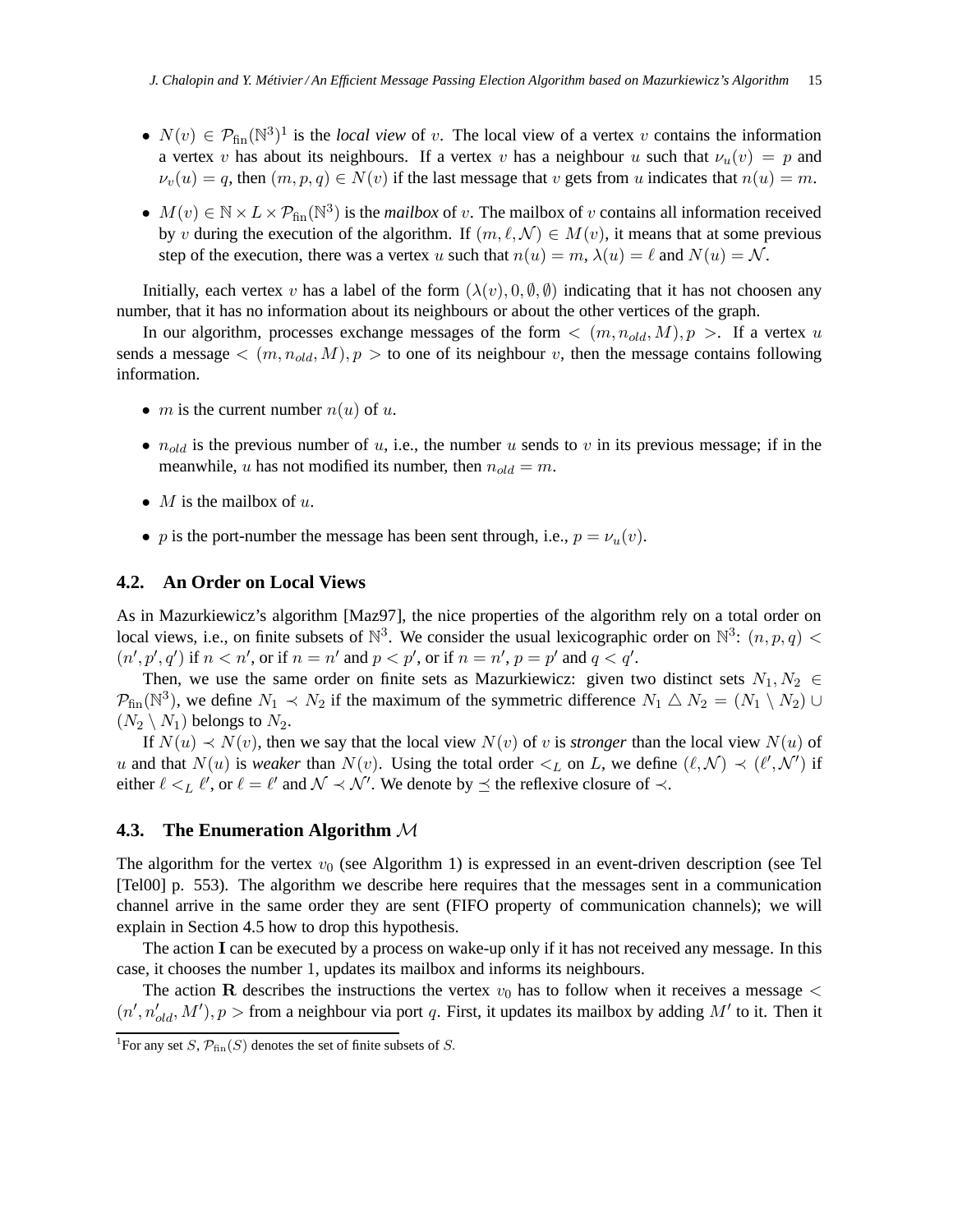- $N(v) \in \mathcal{P}_{\text{fin}}(\mathbb{N}^3)$[1] is the *local view* of $v$. The local view of a vertex $v$ contains the information a vertex $v$ has about its neighbours. If a vertex $v$ has a neighbour $u$ such that $\nu_u(v) = p$ and $\nu_v(u) = q$, then $(m, p, q) \in N(v)$ if the last message that $v$ gets from $u$ indicates that $n(u) = m$.
- $M(v) \in \mathbb{N} \times L \times \mathcal{P}_{\text{fin}}(\mathbb{N}^3)$ is the *mailbox* of $v$. The mailbox of $v$ contains all information received by $v$ during the execution of the algorithm. If $(m, \ell, \mathcal{N}) \in M(v)$, it means that at some previous step of the execution, there was a vertex $u$ such that $n(u) = m$, $\lambda(u) = \ell$ and $N(u) = \mathcal{N}$.

Initially, each vertex $v$ has a label of the form $(\lambda(v), 0, \emptyset, \emptyset)$ indicating that it has not choosen any number, that it has no information about its neighbours or about the other vertices of the graph.

In our algorithm, processes exchange messages of the form $< (m, n_{old}, M), p >$. If a vertex $u$ sends a message $< (m, n_{old}, M), p >$ to one of its neighbour $v$, then the message contains following information.

- $m$ is the current number $n(u)$ of $u$.
- $n_{old}$ is the previous number of $u$, i.e., the number $u$ sends to $v$ in its previous message; if in the meanwhile, $u$ has not modified its number, then $n_{old} = m$.
- $M$ is the mailbox of $u$.
- $p$ is the port-number the message has been sent through, i.e., $p = \nu_u(v)$.

## 4.2. An Order on Local Views

As in Mazurkiewicz's algorithm [Maz97], the nice properties of the algorithm rely on a total order on local views, i.e., on finite subsets of $\mathbb{N}^3$. We consider the usual lexicographic order on $\mathbb{N}^3$: $(n, p, q) < (n', p', q')$ if $n < n'$, or if $n = n'$ and $p < p'$, or if $n = n'$, $p = p'$ and $q < q'$.

Then, we use the same order on finite sets as Mazurkiewicz: given two distinct sets $N_1, N_2 \in \mathcal{P}_{\text{fin}}(\mathbb{N}^3)$, we define $N_1 \prec N_2$ if the maximum of the symmetric difference $N_1 \triangle N_2 = (N_1 \setminus N_2) \cup (N_2 \setminus N_1)$ belongs to $N_2$.

If $N(u) \prec N(v)$, then we say that the local view $N(v)$ of $v$ is *stronger* than the local view $N(u)$ of $u$ and that $N(u)$ is *weaker* than $N(v)$. Using the total order $<_L$ on $L$, we define $(\ell, \mathcal{N}) \prec (\ell', \mathcal{N}')$ if either $\ell <_L \ell'$, or $\ell = \ell'$ and $\mathcal{N} \prec \mathcal{N}'$. We denote by $\preceq$ the reflexive closure of $\prec$.

## 4.3. The Enumeration Algorithm $\mathcal{M}$

The algorithm for the vertex $v_0$ (see Algorithm 1) is expressed in an event-driven description (see Tel [Tel00] p. 553). The algorithm we describe here requires that the messages sent in a communication channel arrive in the same order they are sent (FIFO property of communication channels); we will explain in Section 4.5 how to drop this hypothesis.

The action **I** can be executed by a process on wake-up only if it has not received any message. In this case, it chooses the number 1, updates its mailbox and informs its neighbours.

The action **R** describes the instructions the vertex $v_0$ has to follow when it receives a message $< (n', n'_{old}, M'), p >$ from a neighbour via port $q$. First, it updates its mailbox by adding $M'$ to it. Then it

[1] For any set $S$, $\mathcal{P}_{\text{fin}}(S)$ denotes the set of finite subsets of $S$.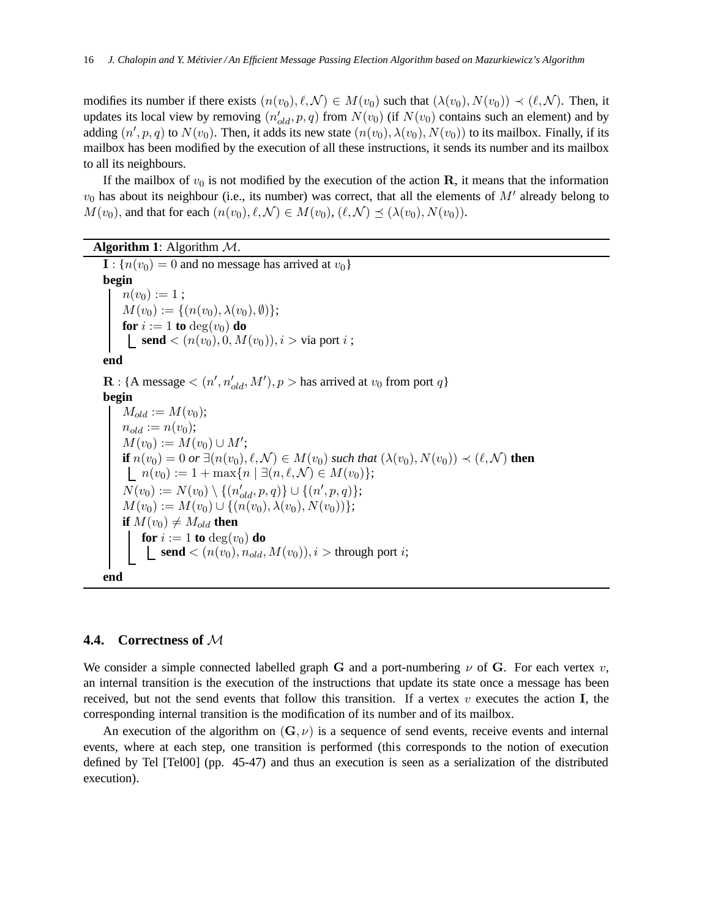modifies its number if there exists $(n(v_0), \ell, \mathcal{N}) \in M(v_0)$ such that $(\lambda(v_0), N(v_0)) \prec (\ell, \mathcal{N})$. Then, it updates its local view by removing $(n'_{old}, p, q)$ from $N(v_0)$ (if $N(v_0)$ contains such an element) and by adding $(n', p, q)$ to $N(v_0)$. Then, it adds its new state $(n(v_0), \lambda(v_0), N(v_0))$ to its mailbox. Finally, if its mailbox has been modified by the execution of all these instructions, it sends its number and its mailbox to all its neighbours.

If the mailbox of $v_0$ is not modified by the execution of the action $\mathbf{R}$, it means that the information $v_0$ has about its neighbour (i.e., its number) was correct, that all the elements of $M'$ already belong to $M(v_0)$, and that for each $(n(v_0), \ell, \mathcal{N}) \in M(v_0)$, $(\ell, \mathcal{N}) \preceq (\lambda(v_0), N(v_0))$.

**Algorithm 1**: Algorithm $\mathcal{M}$.

```
I : {n(v0) = 0 and no message has arrived at v0}
begin
    n(v0) := 1 ;
    M(v0) := {(n(v0), λ(v0), ∅)};
    for i := 1 to deg(v0) do
        send <(n(v0), 0, M(v0)), i> via port i ;
end

R : {A message <(n', n'_old, M'), p> has arrived at v0 from port q}
begin
    M_old := M(v0);
    n_old := n(v0);
    M(v0) := M(v0) ∪ M';
    if n(v0) = 0 or ∃(n(v0), ℓ, 𝒩) ∈ M(v0) such that (λ(v0), N(v0)) ≺ (ℓ, 𝒩) then
        n(v0) := 1 + max{n | ∃(n, ℓ, 𝒩) ∈ M(v0)};
    N(v0) := N(v0) \ {(n'_old, p, q)} ∪ {(n', p, q)};
    M(v0) := M(v0) ∪ {(n(v0), λ(v0), N(v0))};
    if M(v0) ≠ M_old then
        for i := 1 to deg(v0) do
            send <(n(v0), n_old, M(v0)), i> through port i;
end
```

## 4.4. Correctness of $\mathcal{M}$

We consider a simple connected labelled graph $\mathbf{G}$ and a port-numbering $\nu$ of $\mathbf{G}$. For each vertex $v$, an internal transition is the execution of the instructions that update its state once a message has been received, but not the send events that follow this transition. If a vertex $v$ executes the action $\mathbf{I}$, the corresponding internal transition is the modification of its number and of its mailbox.

An execution of the algorithm on $(\mathbf{G}, \nu)$ is a sequence of send events, receive events and internal events, where at each step, one transition is performed (this corresponds to the notion of execution defined by Tel [Tel00] (pp. 45-47) and thus an execution is seen as a serialization of the distributed execution).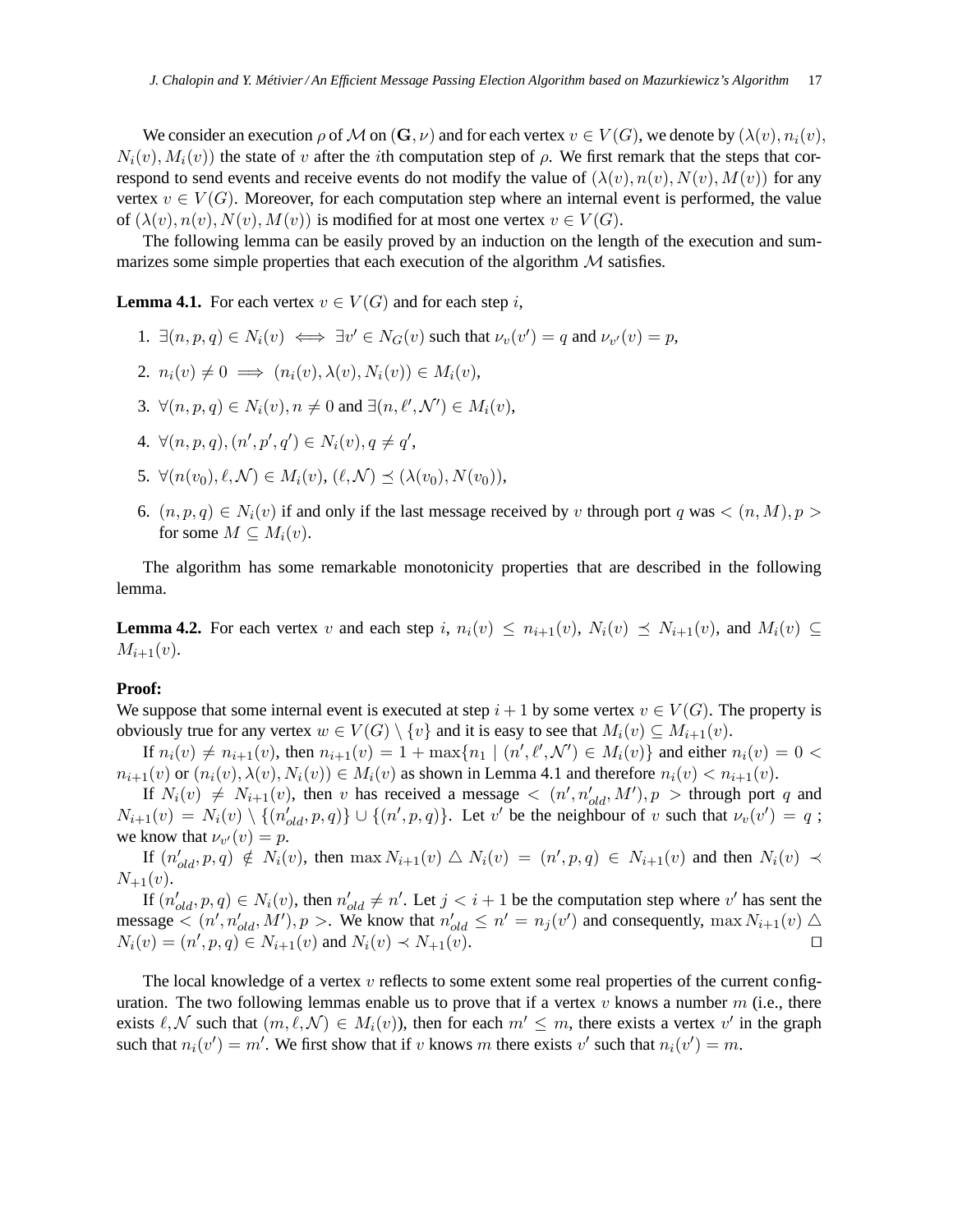We consider an execution $\rho$ of $\mathcal{M}$ on $(\mathbf{G}, \nu)$ and for each vertex $v \in V(G)$, we denote by $(\lambda(v), n_i(v), N_i(v), M_i(v))$ the state of $v$ after the $i$th computation step of $\rho$. We first remark that the steps that correspond to send events and receive events do not modify the value of $(\lambda(v), n(v), N(v), M(v))$ for any vertex $v \in V(G)$. Moreover, for each computation step where an internal event is performed, the value of $(\lambda(v), n(v), N(v), M(v))$ is modified for at most one vertex $v \in V(G)$.

The following lemma can be easily proved by an induction on the length of the execution and summarizes some simple properties that each execution of the algorithm $\mathcal{M}$ satisfies.

**Lemma 4.1.** For each vertex $v \in V(G)$ and for each step $i$,

1. $\exists (n, p, q) \in N_i(v) \iff \exists v' \in N_G(v)$ such that $\nu_v(v') = q$ and $\nu_{v'}(v) = p$,
2. $n_i(v) \neq 0 \implies (n_i(v), \lambda(v), N_i(v)) \in M_i(v)$,
3. $\forall (n, p, q) \in N_i(v), n \neq 0$ and $\exists (n, \ell', \mathcal{N}') \in M_i(v)$,
4. $\forall (n, p, q), (n', p', q') \in N_i(v), q \neq q'$,
5. $\forall (n(v_0), \ell, \mathcal{N}) \in M_i(v)$, $(\ell, \mathcal{N}) \preceq (\lambda(v_0), N(v_0))$,
6. $(n, p, q) \in N_i(v)$ if and only if the last message received by $v$ through port $q$ was $< (n, M), p >$ for some $M \subseteq M_i(v)$.

The algorithm has some remarkable monotonicity properties that are described in the following lemma.

**Lemma 4.2.** For each vertex $v$ and each step $i$, $n_i(v) \leq n_{i+1}(v)$, $N_i(v) \preceq N_{i+1}(v)$, and $M_i(v) \subseteq M_{i+1}(v)$.

**Proof:**
We suppose that some internal event is executed at step $i+1$ by some vertex $v \in V(G)$. The property is obviously true for any vertex $w \in V(G) \setminus \{v\}$ and it is easy to see that $M_i(v) \subseteq M_{i+1}(v)$.

If $n_i(v) \neq n_{i+1}(v)$, then $n_{i+1}(v) = 1 + \max\{n_1 \mid (n', \ell', \mathcal{N}') \in M_i(v)\}$ and either $n_i(v) = 0 < n_{i+1}(v)$ or $(n_i(v), \lambda(v), N_i(v)) \in M_i(v)$ as shown in Lemma 4.1 and therefore $n_i(v) < n_{i+1}(v)$.

If $N_i(v) \neq N_{i+1}(v)$, then $v$ has received a message $< (n', n'_{old}, M'), p >$ through port $q$ and $N_{i+1}(v) = N_i(v) \setminus \{(n'_{old}, p, q)\} \cup \{(n', p, q)\}$. Let $v'$ be the neighbour of $v$ such that $\nu_v(v') = q$ ; we know that $\nu_{v'}(v) = p$.

If $(n'_{old}, p, q) \notin N_i(v)$, then $\max N_{i+1}(v) \bigtriangleup N_i(v) = (n', p, q) \in N_{i+1}(v)$ and then $N_i(v) \prec N_{+1}(v)$.

If $(n'_{old}, p, q) \in N_i(v)$, then $n'_{old} \neq n'$. Let $j < i+1$ be the computation step where $v'$ has sent the message $< (n', n'_{old}, M'), p >$. We know that $n'_{old} \leq n' = n_j(v')$ and consequently, $\max N_{i+1}(v) \bigtriangleup N_i(v) = (n', p, q) \in N_{i+1}(v)$ and $N_i(v) \prec N_{+1}(v)$. $\square$

The local knowledge of a vertex $v$ reflects to some extent some real properties of the current configuration. The two following lemmas enable us to prove that if a vertex $v$ knows a number $m$ (i.e., there exists $\ell, \mathcal{N}$ such that $(m, \ell, \mathcal{N}) \in M_i(v)$), then for each $m' \leq m$, there exists a vertex $v'$ in the graph such that $n_i(v') = m'$. We first show that if $v$ knows $m$ there exists $v'$ such that $n_i(v') = m$.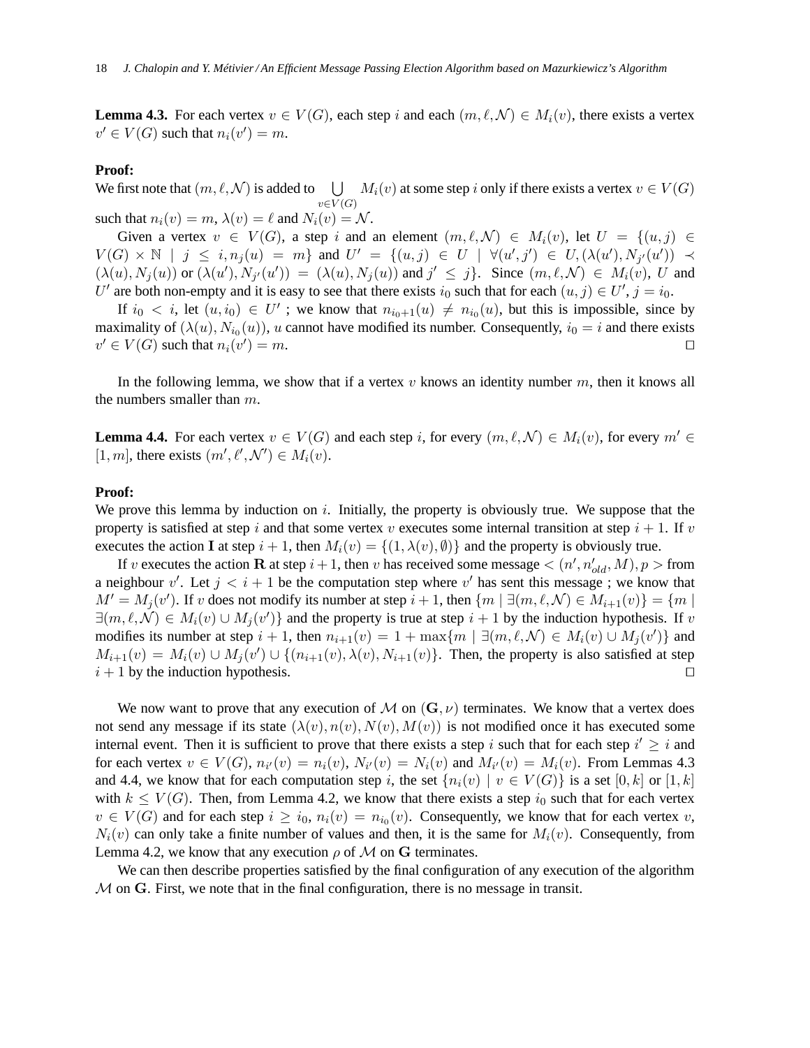**Lemma 4.3.** For each vertex $v \in V(G)$, each step $i$ and each $(m, \ell, \mathcal{N}) \in M_i(v)$, there exists a vertex $v' \in V(G)$ such that $n_i(v') = m$.

**Proof:**
We first note that $(m, \ell, \mathcal{N})$ is added to $\bigcup_{v \in V(G)} M_i(v)$ at some step $i$ only if there exists a vertex $v \in V(G)$ such that $n_i(v) = m$, $\lambda(v) = \ell$ and $N_i(v) = \mathcal{N}$.

Given a vertex $v \in V(G)$, a step $i$ and an element $(m, \ell, \mathcal{N}) \in M_i(v)$, let $U = \{(u, j) \in V(G) \times \mathbb{N} \mid j \leq i, n_j(u) = m\}$ and $U' = \{(u, j) \in U \mid \forall (u', j') \in U, (\lambda(u'), N_{j'}(u')) \prec (\lambda(u), N_j(u))$ or $(\lambda(u'), N_{j'}(u')) = (\lambda(u), N_j(u))$ and $j' \leq j\}$. Since $(m, \ell, \mathcal{N}) \in M_i(v)$, $U$ and $U'$ are both non-empty and it is easy to see that there exists $i_0$ such that for each $(u, j) \in U'$, $j = i_0$.

If $i_0 < i$, let $(u, i_0) \in U'$ ; we know that $n_{i_0+1}(u) \neq n_{i_0}(u)$, but this is impossible, since by maximality of $(\lambda(u), N_{i_0}(u))$, $u$ cannot have modified its number. Consequently, $i_0 = i$ and there exists $v' \in V(G)$ such that $n_i(v') = m$. $\Box$

In the following lemma, we show that if a vertex $v$ knows an identity number $m$, then it knows all the numbers smaller than $m$.

**Lemma 4.4.** For each vertex $v \in V(G)$ and each step $i$, for every $(m, \ell, \mathcal{N}) \in M_i(v)$, for every $m' \in [1, m]$, there exists $(m', \ell', \mathcal{N}') \in M_i(v)$.

**Proof:**
We prove this lemma by induction on $i$. Initially, the property is obviously true. We suppose that the property is satisfied at step $i$ and that some vertex $v$ executes some internal transition at step $i + 1$. If $v$ executes the action **I** at step $i + 1$, then $M_i(v) = \{(1, \lambda(v), \emptyset)\}$ and the property is obviously true.

If $v$ executes the action **R** at step $i+1$, then $v$ has received some message $< (n', n'_{old}, M), p >$ from a neighbour $v'$. Let $j < i + 1$ be the computation step where $v'$ has sent this message ; we know that $M' = M_j(v')$. If $v$ does not modify its number at step $i+1$, then $\{m \mid \exists (m, \ell, \mathcal{N}) \in M_{i+1}(v)\} = \{m \mid \exists (m, \ell, \mathcal{N}) \in M_i(v) \cup M_j(v')\}$ and the property is true at step $i + 1$ by the induction hypothesis. If $v$ modifies its number at step $i + 1$, then $n_{i+1}(v) = 1 + \max\{m \mid \exists (m, \ell, \mathcal{N}) \in M_i(v) \cup M_j(v')\}$ and $M_{i+1}(v) = M_i(v) \cup M_j(v') \cup \{(n_{i+1}(v), \lambda(v), N_{i+1}(v)\}$. Then, the property is also satisfied at step $i + 1$ by the induction hypothesis. $\Box$

We now want to prove that any execution of $\mathcal{M}$ on $(\mathbf{G}, \nu)$ terminates. We know that a vertex does not send any message if its state $(\lambda(v), n(v), N(v), M(v))$ is not modified once it has executed some internal event. Then it is sufficient to prove that there exists a step $i$ such that for each step $i' \geq i$ and for each vertex $v \in V(G)$, $n_{i'}(v) = n_i(v)$, $N_{i'}(v) = N_i(v)$ and $M_{i'}(v) = M_i(v)$. From Lemmas 4.3 and 4.4, we know that for each computation step $i$, the set $\{n_i(v) \mid v \in V(G)\}$ is a set $[0, k]$ or $[1, k]$ with $k \leq V(G)$. Then, from Lemma 4.2, we know that there exists a step $i_0$ such that for each vertex $v \in V(G)$ and for each step $i \geq i_0$, $n_i(v) = n_{i_0}(v)$. Consequently, we know that for each vertex $v$, $N_i(v)$ can only take a finite number of values and then, it is the same for $M_i(v)$. Consequently, from Lemma 4.2, we know that any execution $\rho$ of $\mathcal{M}$ on $\mathbf{G}$ terminates.

We can then describe properties satisfied by the final configuration of any execution of the algorithm $\mathcal{M}$ on $\mathbf{G}$. First, we note that in the final configuration, there is no message in transit.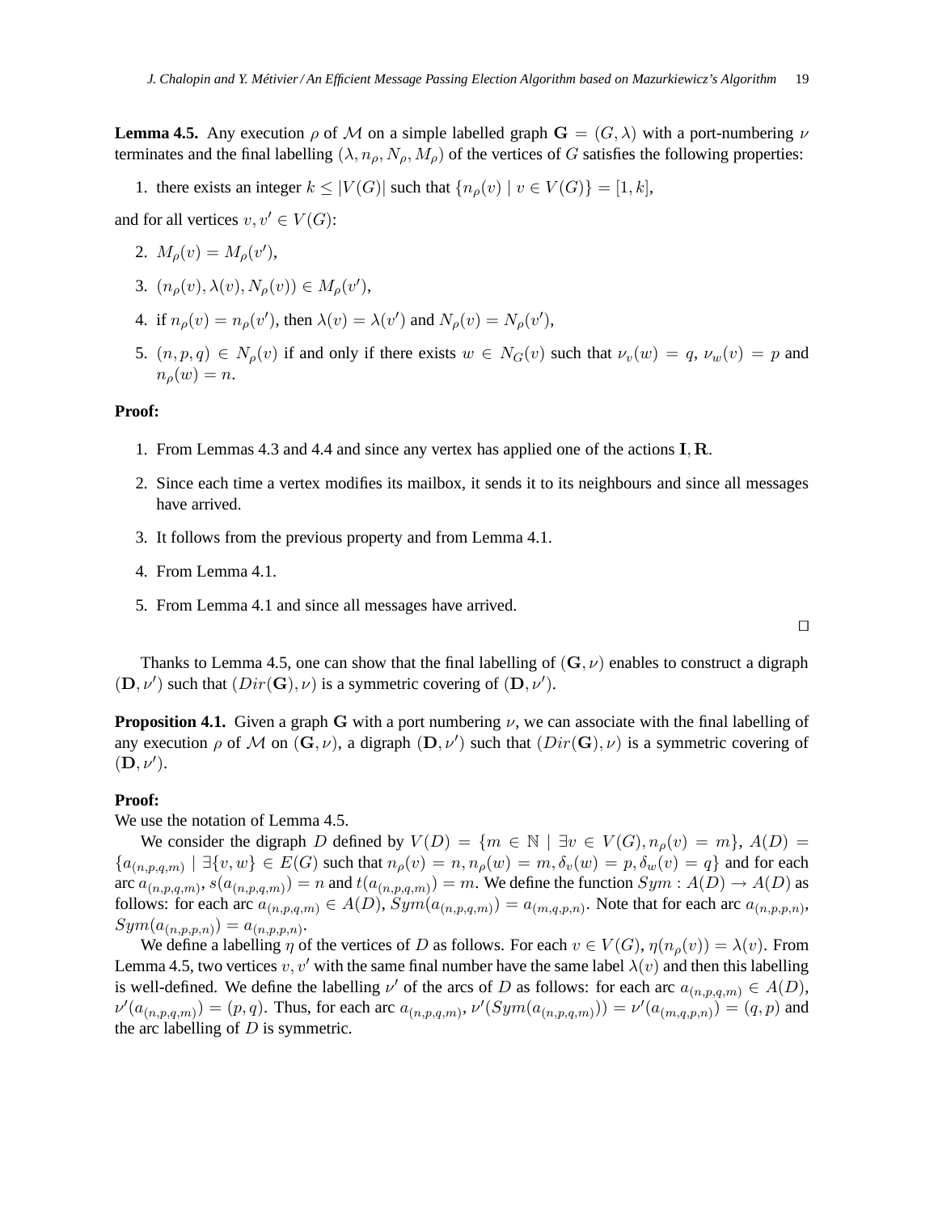**Lemma 4.5.** Any execution $\rho$ of $\mathcal{M}$ on a simple labelled graph $\mathbf{G} = (G, \lambda)$ with a port-numbering $\nu$ terminates and the final labelling $(\lambda, n_\rho, N_\rho, M_\rho)$ of the vertices of $G$ satisfies the following properties:

1. there exists an integer $k \leq |V(G)|$ such that $\{n_\rho(v) \mid v \in V(G)\} = [1, k]$,

and for all vertices $v, v' \in V(G)$:

2. $M_\rho(v) = M_\rho(v')$,
3. $(n_\rho(v), \lambda(v), N_\rho(v)) \in M_\rho(v')$,
4. if $n_\rho(v) = n_\rho(v')$, then $\lambda(v) = \lambda(v')$ and $N_\rho(v) = N_\rho(v')$,
5. $(n, p, q) \in N_\rho(v)$ if and only if there exists $w \in N_G(v)$ such that $\nu_v(w) = q$, $\nu_w(v) = p$ and $n_\rho(w) = n$.

**Proof:**

1. From Lemmas 4.3 and 4.4 and since any vertex has applied one of the actions $\mathbf{I}, \mathbf{R}$.
2. Since each time a vertex modifies its mailbox, it sends it to its neighbours and since all messages have arrived.
3. It follows from the previous property and from Lemma 4.1.
4. From Lemma 4.1.
5. From Lemma 4.1 and since all messages have arrived.

□

Thanks to Lemma 4.5, one can show that the final labelling of $(\mathbf{G}, \nu)$ enables to construct a digraph $(\mathbf{D}, \nu')$ such that $(Dir(\mathbf{G}), \nu)$ is a symmetric covering of $(\mathbf{D}, \nu')$.

**Proposition 4.1.** Given a graph $\mathbf{G}$ with a port numbering $\nu$, we can associate with the final labelling of any execution $\rho$ of $\mathcal{M}$ on $(\mathbf{G}, \nu)$, a digraph $(\mathbf{D}, \nu')$ such that $(Dir(\mathbf{G}), \nu)$ is a symmetric covering of $(\mathbf{D}, \nu')$.

**Proof:**
We use the notation of Lemma 4.5.

We consider the digraph $D$ defined by $V(D) = \{m \in \mathbb{N} \mid \exists v \in V(G), n_\rho(v) = m\}$, $A(D) = \{a_{(n,p,q,m)} \mid \exists \{v, w\} \in E(G)$ such that $n_\rho(v) = n, n_\rho(w) = m, \delta_v(w) = p, \delta_w(v) = q\}$ and for each arc $a_{(n,p,q,m)}$, $s(a_{(n,p,q,m)}) = n$ and $t(a_{(n,p,q,m)}) = m$. We define the function $Sym : A(D) \to A(D)$ as follows: for each arc $a_{(n,p,q,m)} \in A(D)$, $Sym(a_{(n,p,q,m)}) = a_{(m,q,p,n)}$. Note that for each arc $a_{(n,p,p,n)}$, $Sym(a_{(n,p,p,n)}) = a_{(n,p,p,n)}$.

We define a labelling $\eta$ of the vertices of $D$ as follows. For each $v \in V(G)$, $\eta(n_\rho(v)) = \lambda(v)$. From Lemma 4.5, two vertices $v, v'$ with the same final number have the same label $\lambda(v)$ and then this labelling is well-defined. We define the labelling $\nu'$ of the arcs of $D$ as follows: for each arc $a_{(n,p,q,m)} \in A(D)$, $\nu'(a_{(n,p,q,m)}) = (p, q)$. Thus, for each arc $a_{(n,p,q,m)}$, $\nu'(Sym(a_{(n,p,q,m)})) = \nu'(a_{(m,q,p,n)}) = (q, p)$ and the arc labelling of $D$ is symmetric.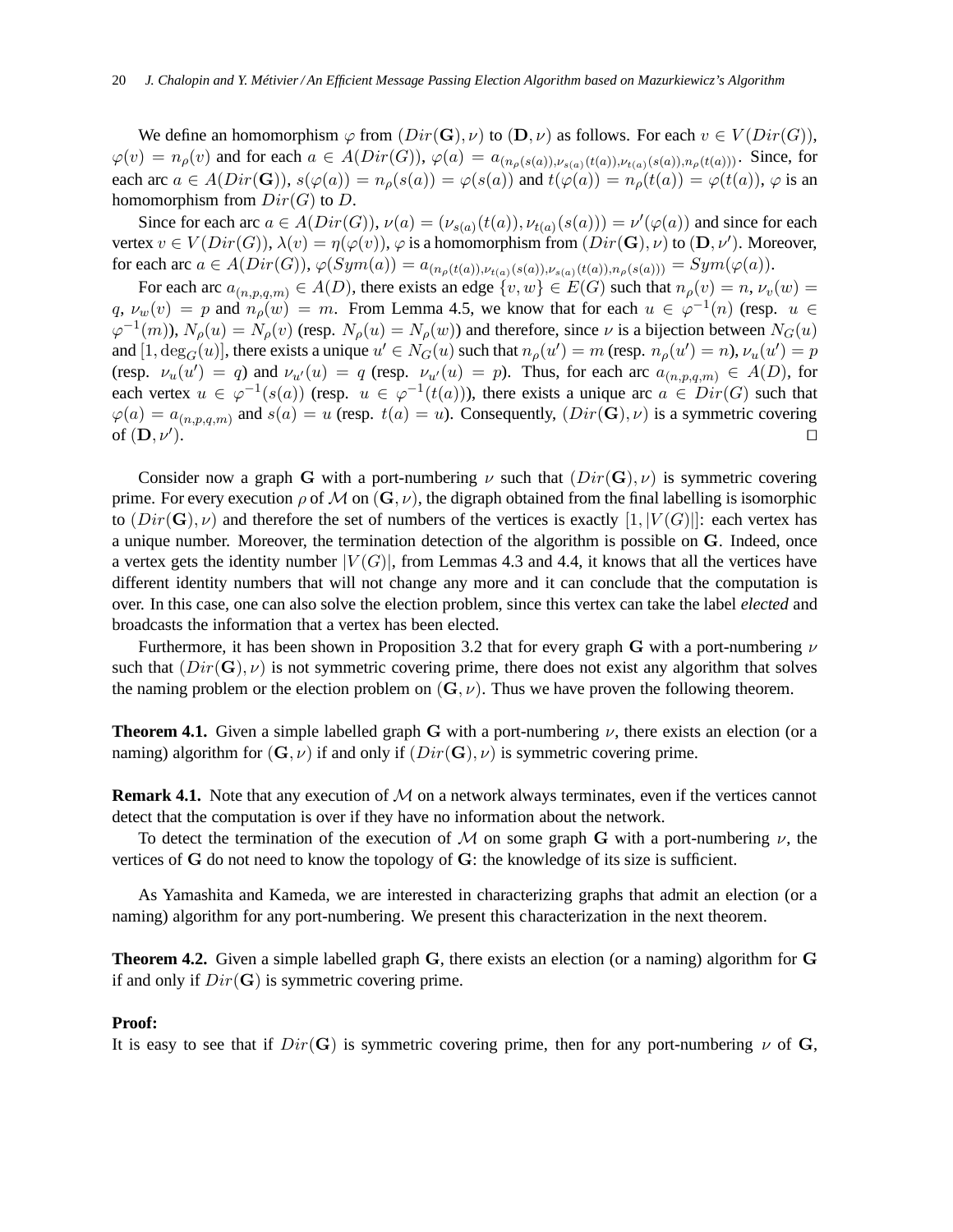We define an homomorphism $\varphi$ from $(Dir(\mathbf{G}), \nu)$ to $(\mathbf{D}, \nu)$ as follows. For each $v \in V(Dir(G))$, $\varphi(v) = n_\rho(v)$ and for each $a \in A(Dir(G))$, $\varphi(a) = a_{(n_\rho(s(a)), \nu_{s(a)}(t(a)), \nu_{t(a)}(s(a)), n_\rho(t(a)))}$. Since, for each arc $a \in A(Dir(\mathbf{G}))$, $s(\varphi(a)) = n_\rho(s(a)) = \varphi(s(a))$ and $t(\varphi(a)) = n_\rho(t(a)) = \varphi(t(a))$, $\varphi$ is an homomorphism from $Dir(G)$ to $D$.

Since for each arc $a \in A(Dir(G))$, $\nu(a) = (\nu_{s(a)}(t(a)), \nu_{t(a)}(s(a))) = \nu'(\varphi(a))$ and since for each vertex $v \in V(Dir(G))$, $\lambda(v) = \eta(\varphi(v))$, $\varphi$ is a homomorphism from $(Dir(\mathbf{G}), \nu)$ to $(\mathbf{D}, \nu')$. Moreover, for each arc $a \in A(Dir(G))$, $\varphi(Sym(a)) = a_{(n_\rho(t(a)), \nu_{t(a)}(s(a)), \nu_{s(a)}(t(a)), n_\rho(s(a)))} = Sym(\varphi(a))$.

For each arc $a_{(n,p,q,m)} \in A(D)$, there exists an edge $\{v, w\} \in E(G)$ such that $n_\rho(v) = n$, $\nu_w(w) = q$, $\nu_w(v) = p$ and $n_\rho(w) = m$. From Lemma 4.5, we know that for each $u \in \varphi^{-1}(n)$ (resp. $u \in \varphi^{-1}(m)$), $N_\rho(u) = N_\rho(v)$ (resp. $N_\rho(u) = N_\rho(w)$) and therefore, since $\nu$ is a bijection between $N_G(u)$ and $[1, \deg_G(u)]$, there exists a unique $u' \in N_G(u)$ such that $n_\rho(u') = m$ (resp. $n_\rho(u') = n$), $\nu_u(u') = p$ (resp. $\nu_u(u') = q$) and $\nu_{u'}(u) = q$ (resp. $\nu_{u'}(u) = p$). Thus, for each arc $a_{(n,p,q,m)} \in A(D)$, for each vertex $u \in \varphi^{-1}(s(a))$ (resp. $u \in \varphi^{-1}(t(a))$), there exists a unique arc $a \in Dir(G)$ such that $\varphi(a) = a_{(n,p,q,m)}$ and $s(a) = u$ (resp. $t(a) = u$). Consequently, $(Dir(\mathbf{G}), \nu)$ is a symmetric covering of $(\mathbf{D}, \nu')$. $\square$

Consider now a graph $\mathbf{G}$ with a port-numbering $\nu$ such that $(Dir(\mathbf{G}), \nu)$ is symmetric covering prime. For every execution $\rho$ of $\mathcal{M}$ on $(\mathbf{G}, \nu)$, the digraph obtained from the final labelling is isomorphic to $(Dir(\mathbf{G}), \nu)$ and therefore the set of numbers of the vertices is exactly $[1, |V(G)|]$: each vertex has a unique number. Moreover, the termination detection of the algorithm is possible on $\mathbf{G}$. Indeed, once a vertex gets the identity number $|V(G)|$, from Lemmas 4.3 and 4.4, it knows that all the vertices have different identity numbers that will not change any more and it can conclude that the computation is over. In this case, one can also solve the election problem, since this vertex can take the label *elected* and broadcasts the information that a vertex has been elected.

Furthermore, it has been shown in Proposition 3.2 that for every graph $\mathbf{G}$ with a port-numbering $\nu$ such that $(Dir(\mathbf{G}), \nu)$ is not symmetric covering prime, there does not exist any algorithm that solves the naming problem or the election problem on $(\mathbf{G}, \nu)$. Thus we have proven the following theorem.

**Theorem 4.1.** Given a simple labelled graph $\mathbf{G}$ with a port-numbering $\nu$, there exists an election (or a naming) algorithm for $(\mathbf{G}, \nu)$ if and only if $(Dir(\mathbf{G}), \nu)$ is symmetric covering prime.

**Remark 4.1.** Note that any execution of $\mathcal{M}$ on a network always terminates, even if the vertices cannot detect that the computation is over if they have no information about the network.

To detect the termination of the execution of $\mathcal{M}$ on some graph $\mathbf{G}$ with a port-numbering $\nu$, the vertices of $\mathbf{G}$ do not need to know the topology of $\mathbf{G}$: the knowledge of its size is sufficient.

As Yamashita and Kameda, we are interested in characterizing graphs that admit an election (or a naming) algorithm for any port-numbering. We present this characterization in the next theorem.

**Theorem 4.2.** Given a simple labelled graph $\mathbf{G}$, there exists an election (or a naming) algorithm for $\mathbf{G}$ if and only if $Dir(\mathbf{G})$ is symmetric covering prime.

**Proof:**
It is easy to see that if $Dir(\mathbf{G})$ is symmetric covering prime, then for any port-numbering $\nu$ of $\mathbf{G}$,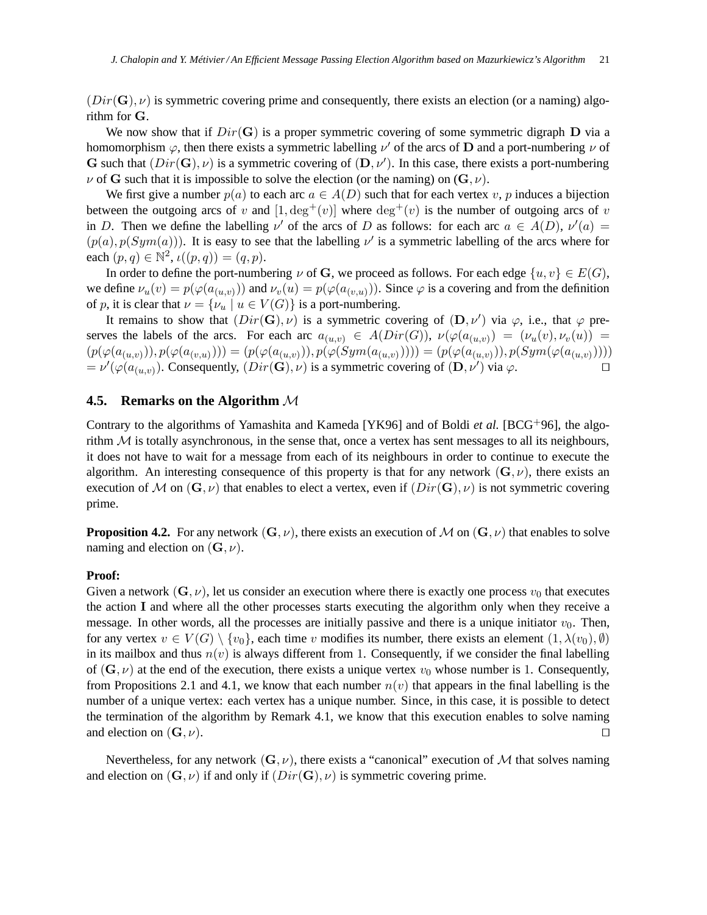$(Dir(\mathbf{G}), \nu)$ is symmetric covering prime and consequently, there exists an election (or a naming) algorithm for $\mathbf{G}$.

We now show that if $Dir(\mathbf{G})$ is a proper symmetric covering of some symmetric digraph $\mathbf{D}$ via a homomorphism $\varphi$, then there exists a symmetric labelling $\nu'$ of the arcs of $\mathbf{D}$ and a port-numbering $\nu$ of $\mathbf{G}$ such that $(Dir(\mathbf{G}), \nu)$ is a symmetric covering of $(\mathbf{D}, \nu')$. In this case, there exists a port-numbering $\nu$ of $\mathbf{G}$ such that it is impossible to solve the election (or the naming) on $(\mathbf{G}, \nu)$.

We first give a number $p(a)$ to each arc $a \in A(D)$ such that for each vertex $v$, $p$ induces a bijection between the outgoing arcs of $v$ and $[1, \deg^+(v)]$ where $\deg^+(v)$ is the number of outgoing arcs of $v$ in $D$. Then we define the labelling $\nu'$ of the arcs of $D$ as follows: for each arc $a \in A(D)$, $\nu'(a) = (p(a), p(Sym(a)))$. It is easy to see that the labelling $\nu'$ is a symmetric labelling of the arcs where for each $(p,q) \in \mathbb{N}^2$, $\iota((p,q)) = (q,p)$.

In order to define the port-numbering $\nu$ of $\mathbf{G}$, we proceed as follows. For each edge $\{u,v\} \in E(G)$, we define $\nu_u(v) = p(\varphi(a_{(u,v)}))$ and $\nu_v(u) = p(\varphi(a_{(v,u)}))$. Since $\varphi$ is a covering and from the definition of $p$, it is clear that $\nu = \{\nu_u \mid u \in V(G)\}$ is a port-numbering.

It remains to show that $(Dir(\mathbf{G}), \nu)$ is a symmetric covering of $(\mathbf{D}, \nu')$ via $\varphi$, i.e., that $\varphi$ preserves the labels of the arcs. For each arc $a_{(u,v)} \in A(Dir(G))$, $\nu(\varphi(a_{(u,v)}) = (\nu_u(v), \nu_v(u)) = (p(\varphi(a_{(u,v)})), p(\varphi(a_{(v,u)}))) = (p(\varphi(a_{(u,v)})), p(\varphi(Sym(a_{(u,v)})))) = (p(\varphi(a_{(u,v)})), p(Sym(\varphi(a_{(u,v)}))))$ $= \nu'(\varphi(a_{(u,v)})$. Consequently, $(Dir(\mathbf{G}), \nu)$ is a symmetric covering of $(\mathbf{D}, \nu')$ via $\varphi$. □

## 4.5. Remarks on the Algorithm $\mathcal{M}$

Contrary to the algorithms of Yamashita and Kameda [YK96] and of Boldi *et al.* [BCG+96], the algorithm $\mathcal{M}$ is totally asynchronous, in the sense that, once a vertex has sent messages to all its neighbours, it does not have to wait for a message from each of its neighbours in order to continue to execute the algorithm. An interesting consequence of this property is that for any network $(\mathbf{G}, \nu)$, there exists an execution of $\mathcal{M}$ on $(\mathbf{G}, \nu)$ that enables to elect a vertex, even if $(Dir(\mathbf{G}), \nu)$ is not symmetric covering prime.

**Proposition 4.2.** For any network $(\mathbf{G}, \nu)$, there exists an execution of $\mathcal{M}$ on $(\mathbf{G}, \nu)$ that enables to solve naming and election on $(\mathbf{G}, \nu)$.

**Proof:**
Given a network $(\mathbf{G}, \nu)$, let us consider an execution where there is exactly one process $v_0$ that executes the action $\mathbf{I}$ and where all the other processes starts executing the algorithm only when they receive a message. In other words, all the processes are initially passive and there is a unique initiator $v_0$. Then, for any vertex $v \in V(G) \setminus \{v_0\}$, each time $v$ modifies its number, there exists an element $(1, \lambda(v_0), \emptyset)$ in its mailbox and thus $n(v)$ is always different from 1. Consequently, if we consider the final labelling of $(\mathbf{G}, \nu)$ at the end of the execution, there exists a unique vertex $v_0$ whose number is 1. Consequently, from Propositions 2.1 and 4.1, we know that each number $n(v)$ that appears in the final labelling is the number of a unique vertex: each vertex has a unique number. Since, in this case, it is possible to detect the termination of the algorithm by Remark 4.1, we know that this execution enables to solve naming and election on $(\mathbf{G}, \nu)$. □

Nevertheless, for any network $(\mathbf{G}, \nu)$, there exists a "canonical" execution of $\mathcal{M}$ that solves naming and election on $(\mathbf{G}, \nu)$ if and only if $(Dir(\mathbf{G}), \nu)$ is symmetric covering prime.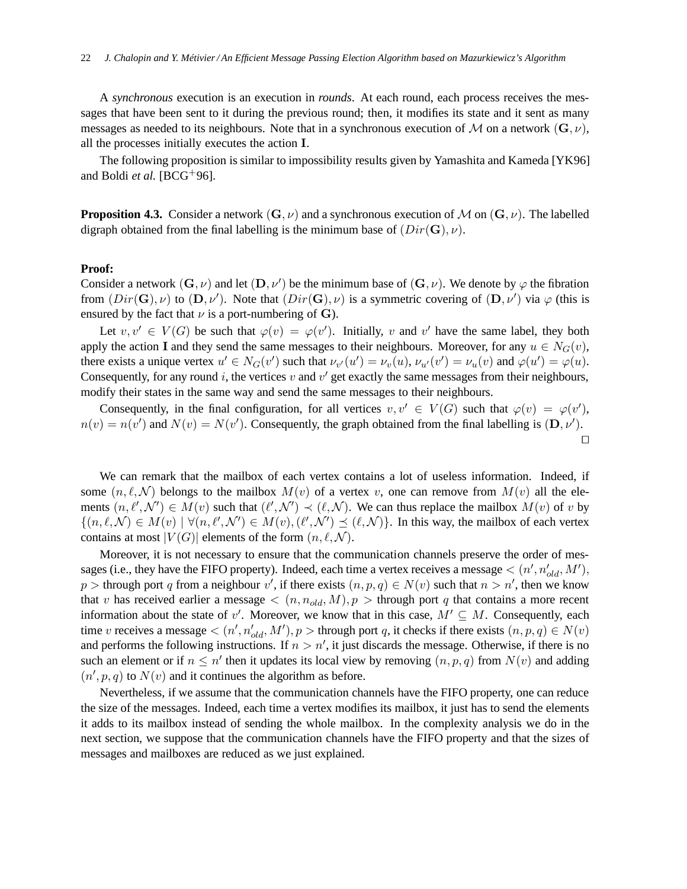A *synchronous* execution is an execution in *rounds*. At each round, each process receives the messages that have been sent to it during the previous round; then, it modifies its state and it sent as many messages as needed to its neighbours. Note that in a synchronous execution of $\mathcal{M}$ on a network $(\mathbf{G}, \nu)$, all the processes initially executes the action $\mathbf{I}$.

The following proposition is similar to impossibility results given by Yamashita and Kameda [YK96] and Boldi *et al.* [BCG$^+$96].

**Proposition 4.3.** Consider a network $(\mathbf{G}, \nu)$ and a synchronous execution of $\mathcal{M}$ on $(\mathbf{G}, \nu)$. The labelled digraph obtained from the final labelling is the minimum base of $(Dir(\mathbf{G}), \nu)$.

**Proof:**
Consider a network $(\mathbf{G}, \nu)$ and let $(\mathbf{D}, \nu')$ be the minimum base of $(\mathbf{G}, \nu)$. We denote by $\varphi$ the fibration from $(Dir(\mathbf{G}), \nu)$ to $(\mathbf{D}, \nu')$. Note that $(Dir(\mathbf{G}), \nu)$ is a symmetric covering of $(\mathbf{D}, \nu')$ via $\varphi$ (this is ensured by the fact that $\nu$ is a port-numbering of $\mathbf{G}$).

Let $v, v' \in V(G)$ be such that $\varphi(v) = \varphi(v')$. Initially, $v$ and $v'$ have the same label, they both apply the action $\mathbf{I}$ and they send the same messages to their neighbours. Moreover, for any $u \in N_G(v)$, there exists a unique vertex $u' \in N_G(v')$ such that $\nu_{v'}(u') = \nu_v(u)$, $\nu_{u'}(v') = \nu_u(v)$ and $\varphi(u') = \varphi(u)$. Consequently, for any round $i$, the vertices $v$ and $v'$ get exactly the same messages from their neighbours, modify their states in the same way and send the same messages to their neighbours.

Consequently, in the final configuration, for all vertices $v, v' \in V(G)$ such that $\varphi(v) = \varphi(v')$, $n(v) = n(v')$ and $N(v) = N(v')$. Consequently, the graph obtained from the final labelling is $(\mathbf{D}, \nu')$. $\square$

We can remark that the mailbox of each vertex contains a lot of useless information. Indeed, if some $(n, \ell, \mathcal{N})$ belongs to the mailbox $M(v)$ of a vertex $v$, one can remove from $M(v)$ all the elements $(n, \ell', \mathcal{N}') \in M(v)$ such that $(\ell', \mathcal{N}') \prec (\ell, \mathcal{N})$. We can thus replace the mailbox $M(v)$ of $v$ by $\{(n, \ell, \mathcal{N}) \in M(v) \mid \forall (n, \ell', \mathcal{N}') \in M(v), (\ell', \mathcal{N}') \preceq (\ell, \mathcal{N})\}$. In this way, the mailbox of each vertex contains at most $|V(G)|$ elements of the form $(n, \ell, \mathcal{N})$.

Moreover, it is not necessary to ensure that the communication channels preserve the order of messages (i.e., they have the FIFO property). Indeed, each time a vertex receives a message $< (n', n'_{old}, M'), p >$ through port $q$ from a neighbour $v'$, if there exists $(n, p, q) \in N(v)$ such that $n > n'$, then we know that $v$ has received earlier a message $< (n, n_{old}, M), p >$ through port $q$ that contains a more recent information about the state of $v'$. Moreover, we know that in this case, $M' \subseteq M$. Consequently, each time $v$ receives a message $< (n', n'_{old}, M'), p >$ through port $q$, it checks if there exists $(n, p, q) \in N(v)$ and performs the following instructions. If $n > n'$, it just discards the message. Otherwise, if there is no such an element or if $n \leq n'$ then it updates its local view by removing $(n, p, q)$ from $N(v)$ and adding $(n', p, q)$ to $N(v)$ and it continues the algorithm as before.

Nevertheless, if we assume that the communication channels have the FIFO property, one can reduce the size of the messages. Indeed, each time a vertex modifies its mailbox, it just has to send the elements it adds to its mailbox instead of sending the whole mailbox. In the complexity analysis we do in the next section, we suppose that the communication channels have the FIFO property and that the sizes of messages and mailboxes are reduced as we just explained.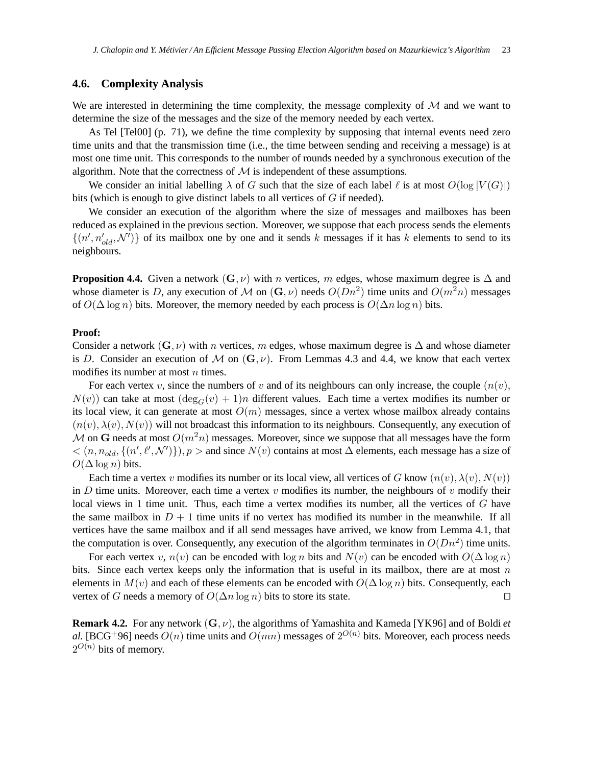### 4.6. Complexity Analysis

We are interested in determining the time complexity, the message complexity of $\mathcal{M}$ and we want to determine the size of the messages and the size of the memory needed by each vertex.

As Tel [Tel00] (p. 71), we define the time complexity by supposing that internal events need zero time units and that the transmission time (i.e., the time between sending and receiving a message) is at most one time unit. This corresponds to the number of rounds needed by a synchronous execution of the algorithm. Note that the correctness of $\mathcal{M}$ is independent of these assumptions.

We consider an initial labelling $\lambda$ of $G$ such that the size of each label $\ell$ is at most $O(\log |V(G)|)$ bits (which is enough to give distinct labels to all vertices of $G$ if needed).

We consider an execution of the algorithm where the size of messages and mailboxes has been reduced as explained in the previous section. Moreover, we suppose that each process sends the elements $\{(n', n'_{old}, \mathcal{N}')\}$ of its mailbox one by one and it sends $k$ messages if it has $k$ elements to send to its neighbours.

**Proposition 4.4.** Given a network $(\mathbf{G}, \nu)$ with $n$ vertices, $m$ edges, whose maximum degree is $\Delta$ and whose diameter is $D$, any execution of $\mathcal{M}$ on $(\mathbf{G}, \nu)$ needs $O(Dn^2)$ time units and $O(m^2 n)$ messages of $O(\Delta \log n)$ bits. Moreover, the memory needed by each process is $O(\Delta n \log n)$ bits.

**Proof:**
Consider a network $(\mathbf{G}, \nu)$ with $n$ vertices, $m$ edges, whose maximum degree is $\Delta$ and whose diameter is $D$. Consider an execution of $\mathcal{M}$ on $(\mathbf{G}, \nu)$. From Lemmas 4.3 and 4.4, we know that each vertex modifies its number at most $n$ times.

For each vertex $v$, since the numbers of $v$ and of its neighbours can only increase, the couple $(n(v), N(v))$ can take at most $(\deg_G(v) + 1)n$ different values. Each time a vertex modifies its number or its local view, it can generate at most $O(m)$ messages, since a vertex whose mailbox already contains $(n(v), \lambda(v), N(v))$ will not broadcast this information to its neighbours. Consequently, any execution of $\mathcal{M}$ on $\mathbf{G}$ needs at most $O(m^2 n)$ messages. Moreover, since we suppose that all messages have the form $< (n, n_{old}, \{(n', \ell', \mathcal{N}')\}), p >$ and since $N(v)$ contains at most $\Delta$ elements, each message has a size of $O(\Delta \log n)$ bits.

Each time a vertex $v$ modifies its number or its local view, all vertices of $G$ know $(n(v), \lambda(v), N(v))$ in $D$ time units. Moreover, each time a vertex $v$ modifies its number, the neighbours of $v$ modify their local views in 1 time unit. Thus, each time a vertex modifies its number, all the vertices of $G$ have the same mailbox in $D + 1$ time units if no vertex has modified its number in the meanwhile. If all vertices have the same mailbox and if all send messages have arrived, we know from Lemma 4.1, that the computation is over. Consequently, any execution of the algorithm terminates in $O(Dn^2)$ time units.

For each vertex $v$, $n(v)$ can be encoded with $\log n$ bits and $N(v)$ can be encoded with $O(\Delta \log n)$ bits. Since each vertex keeps only the information that is useful in its mailbox, there are at most $n$ elements in $M(v)$ and each of these elements can be encoded with $O(\Delta \log n)$ bits. Consequently, each vertex of $G$ needs a memory of $O(\Delta n \log n)$ bits to store its state. $\square$

**Remark 4.2.** For any network $(\mathbf{G}, \nu)$, the algorithms of Yamashita and Kameda [YK96] and of Boldi *et al.* [BCG+96] needs $O(n)$ time units and $O(mn)$ messages of $2^{O(n)}$ bits. Moreover, each process needs $2^{O(n)}$ bits of memory.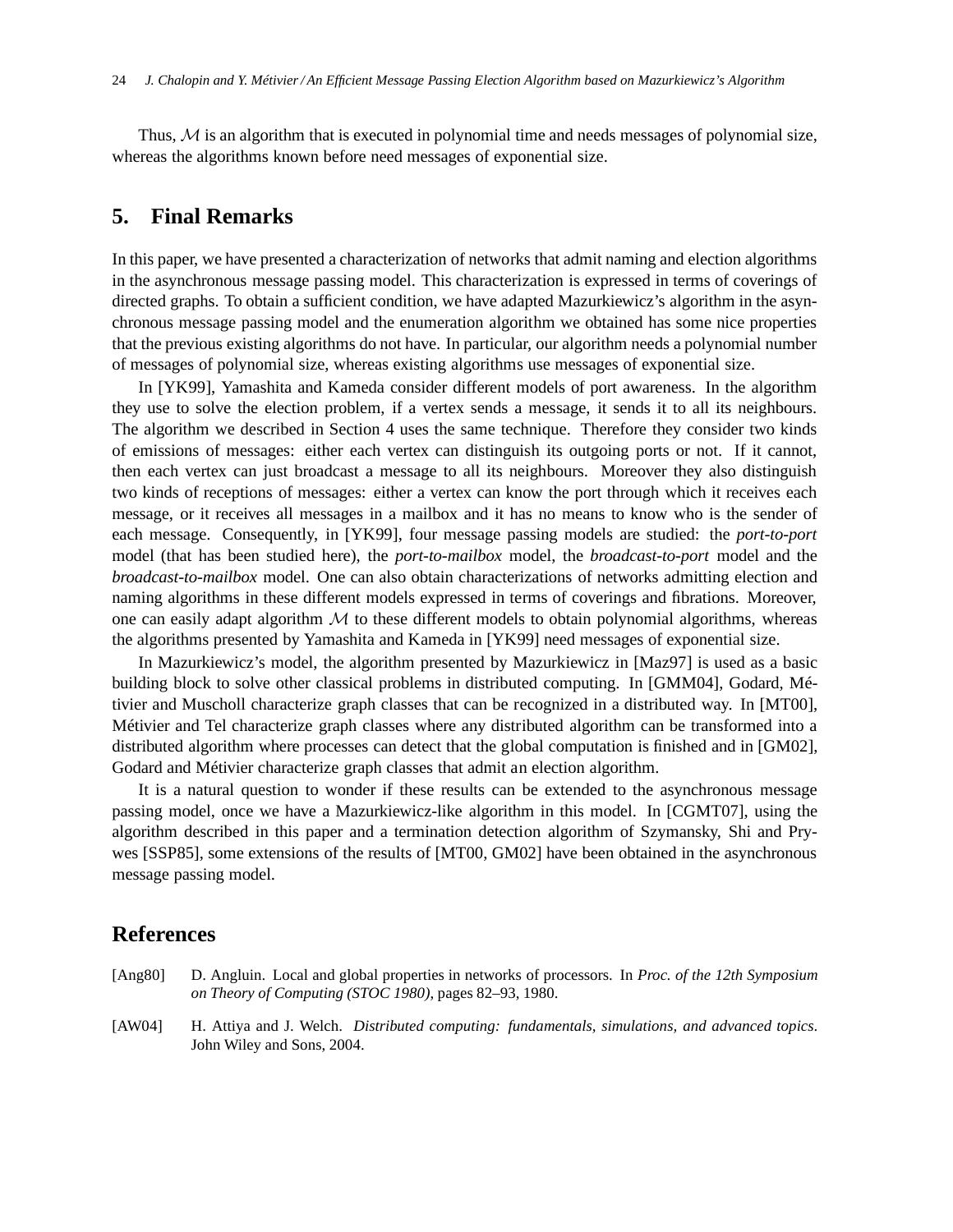Thus, $\mathcal{M}$ is an algorithm that is executed in polynomial time and needs messages of polynomial size, whereas the algorithms known before need messages of exponential size.

## 5. Final Remarks

In this paper, we have presented a characterization of networks that admit naming and election algorithms in the asynchronous message passing model. This characterization is expressed in terms of coverings of directed graphs. To obtain a sufficient condition, we have adapted Mazurkiewicz's algorithm in the asynchronous message passing model and the enumeration algorithm we obtained has some nice properties that the previous existing algorithms do not have. In particular, our algorithm needs a polynomial number of messages of polynomial size, whereas existing algorithms use messages of exponential size.

In [YK99], Yamashita and Kameda consider different models of port awareness. In the algorithm they use to solve the election problem, if a vertex sends a message, it sends it to all its neighbours. The algorithm we described in Section 4 uses the same technique. Therefore they consider two kinds of emissions of messages: either each vertex can distinguish its outgoing ports or not. If it cannot, then each vertex can just broadcast a message to all its neighbours. Moreover they also distinguish two kinds of receptions of messages: either a vertex can know the port through which it receives each message, or it receives all messages in a mailbox and it has no means to know who is the sender of each message. Consequently, in [YK99], four message passing models are studied: the *port-to-port* model (that has been studied here), the *port-to-mailbox* model, the *broadcast-to-port* model and the *broadcast-to-mailbox* model. One can also obtain characterizations of networks admitting election and naming algorithms in these different models expressed in terms of coverings and fibrations. Moreover, one can easily adapt algorithm $\mathcal{M}$ to these different models to obtain polynomial algorithms, whereas the algorithms presented by Yamashita and Kameda in [YK99] need messages of exponential size.

In Mazurkiewicz's model, the algorithm presented by Mazurkiewicz in [Maz97] is used as a basic building block to solve other classical problems in distributed computing. In [GMM04], Godard, Métivier and Muscholl characterize graph classes that can be recognized in a distributed way. In [MT00], Métivier and Tel characterize graph classes where any distributed algorithm can be transformed into a distributed algorithm where processes can detect that the global computation is finished and in [GM02], Godard and Métivier characterize graph classes that admit an election algorithm.

It is a natural question to wonder if these results can be extended to the asynchronous message passing model, once we have a Mazurkiewicz-like algorithm in this model. In [CGMT07], using the algorithm described in this paper and a termination detection algorithm of Szymansky, Shi and Prywes [SSP85], some extensions of the results of [MT00, GM02] have been obtained in the asynchronous message passing model.

## References

[Ang80] D. Angluin. Local and global properties in networks of processors. In *Proc. of the 12th Symposium on Theory of Computing (STOC 1980)*, pages 82–93, 1980.

[AW04] H. Attiya and J. Welch. *Distributed computing: fundamentals, simulations, and advanced topics*. John Wiley and Sons, 2004.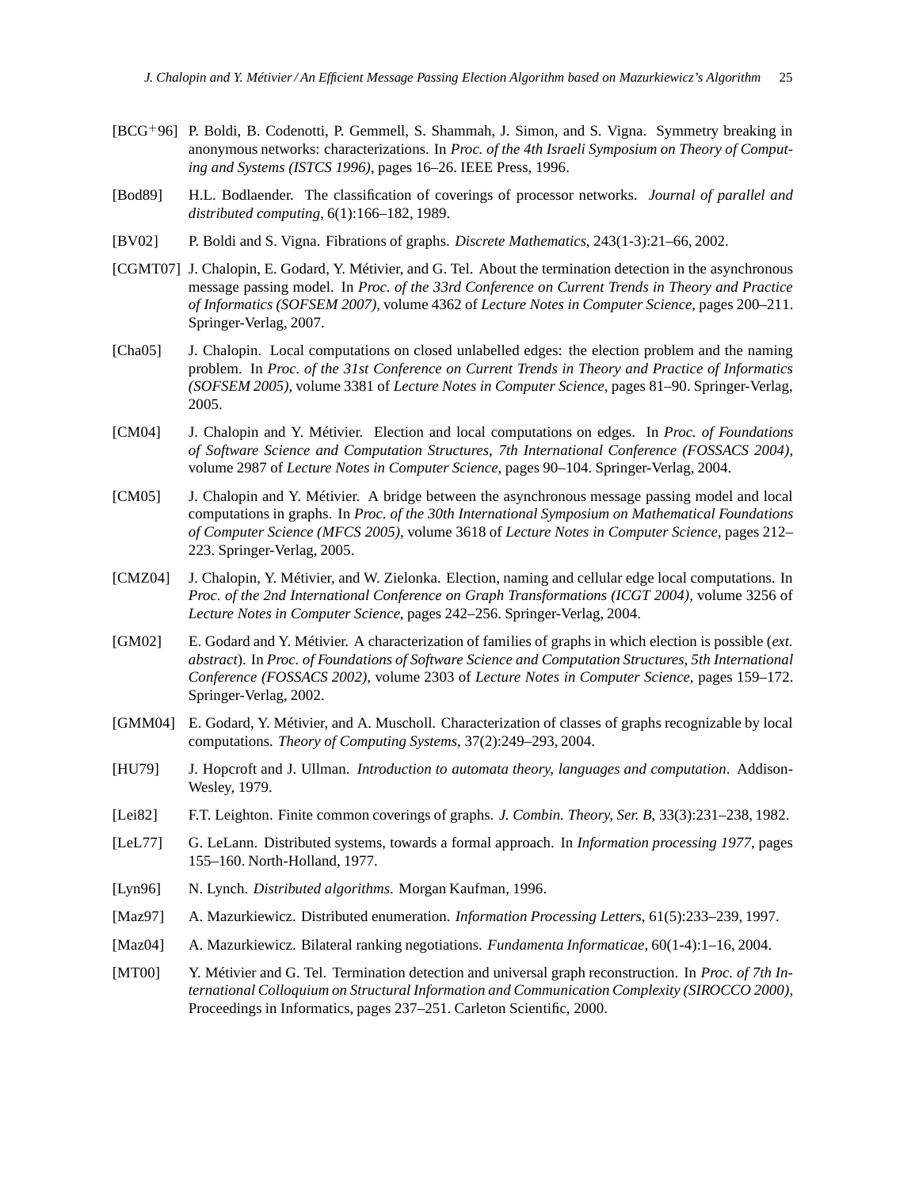[BCG+96] P. Boldi, B. Codenotti, P. Gemmell, S. Shammah, J. Simon, and S. Vigna. Symmetry breaking in anonymous networks: characterizations. In *Proc. of the 4th Israeli Symposium on Theory of Computing and Systems (ISTCS 1996)*, pages 16–26. IEEE Press, 1996.

[Bod89] H.L. Bodlaender. The classification of coverings of processor networks. *Journal of parallel and distributed computing*, 6(1):166–182, 1989.

[BV02] P. Boldi and S. Vigna. Fibrations of graphs. *Discrete Mathematics*, 243(1-3):21–66, 2002.

[CGMT07] J. Chalopin, E. Godard, Y. Métivier, and G. Tel. About the termination detection in the asynchronous message passing model. In *Proc. of the 33rd Conference on Current Trends in Theory and Practice of Informatics (SOFSEM 2007)*, volume 4362 of *Lecture Notes in Computer Science*, pages 200–211. Springer-Verlag, 2007.

[Cha05] J. Chalopin. Local computations on closed unlabelled edges: the election problem and the naming problem. In *Proc. of the 31st Conference on Current Trends in Theory and Practice of Informatics (SOFSEM 2005)*, volume 3381 of *Lecture Notes in Computer Science*, pages 81–90. Springer-Verlag, 2005.

[CM04] J. Chalopin and Y. Métivier. Election and local computations on edges. In *Proc. of Foundations of Software Science and Computation Structures, 7th International Conference (FOSSACS 2004)*, volume 2987 of *Lecture Notes in Computer Science*, pages 90–104. Springer-Verlag, 2004.

[CM05] J. Chalopin and Y. Métivier. A bridge between the asynchronous message passing model and local computations in graphs. In *Proc. of the 30th International Symposium on Mathematical Foundations of Computer Science (MFCS 2005)*, volume 3618 of *Lecture Notes in Computer Science*, pages 212–223. Springer-Verlag, 2005.

[CMZ04] J. Chalopin, Y. Métivier, and W. Zielonka. Election, naming and cellular edge local computations. In *Proc. of the 2nd International Conference on Graph Transformations (ICGT 2004)*, volume 3256 of *Lecture Notes in Computer Science*, pages 242–256. Springer-Verlag, 2004.

[GM02] E. Godard and Y. Métivier. A characterization of families of graphs in which election is possible (*ext. abstract*). In *Proc. of Foundations of Software Science and Computation Structures, 5th International Conference (FOSSACS 2002)*, volume 2303 of *Lecture Notes in Computer Science*, pages 159–172. Springer-Verlag, 2002.

[GMM04] E. Godard, Y. Métivier, and A. Muscholl. Characterization of classes of graphs recognizable by local computations. *Theory of Computing Systems*, 37(2):249–293, 2004.

[HU79] J. Hopcroft and J. Ullman. *Introduction to automata theory, languages and computation*. Addison-Wesley, 1979.

[Lei82] F.T. Leighton. Finite common coverings of graphs. *J. Combin. Theory, Ser. B*, 33(3):231–238, 1982.

[LeL77] G. LeLann. Distributed systems, towards a formal approach. In *Information processing 1977*, pages 155–160. North-Holland, 1977.

[Lyn96] N. Lynch. *Distributed algorithms*. Morgan Kaufman, 1996.

[Maz97] A. Mazurkiewicz. Distributed enumeration. *Information Processing Letters*, 61(5):233–239, 1997.

[Maz04] A. Mazurkiewicz. Bilateral ranking negotiations. *Fundamenta Informaticae*, 60(1-4):1–16, 2004.

[MT00] Y. Métivier and G. Tel. Termination detection and universal graph reconstruction. In *Proc. of 7th International Colloquium on Structural Information and Communication Complexity (SIROCCO 2000)*, Proceedings in Informatics, pages 237–251. Carleton Scientific, 2000.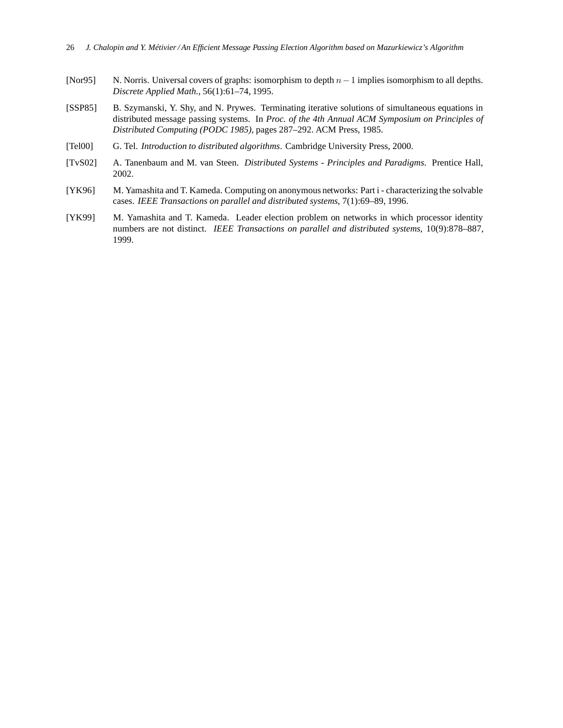[Nor95] N. Norris. Universal covers of graphs: isomorphism to depth $n-1$ implies isomorphism to all depths. *Discrete Applied Math.*, 56(1):61–74, 1995.

[SSP85] B. Szymanski, Y. Shy, and N. Prywes. Terminating iterative solutions of simultaneous equations in distributed message passing systems. In *Proc. of the 4th Annual ACM Symposium on Principles of Distributed Computing (PODC 1985)*, pages 287–292. ACM Press, 1985.

[Tel00] G. Tel. *Introduction to distributed algorithms*. Cambridge University Press, 2000.

[TvS02] A. Tanenbaum and M. van Steen. *Distributed Systems - Principles and Paradigms*. Prentice Hall, 2002.

[YK96] M. Yamashita and T. Kameda. Computing on anonymous networks: Part i - characterizing the solvable cases. *IEEE Transactions on parallel and distributed systems*, 7(1):69–89, 1996.

[YK99] M. Yamashita and T. Kameda. Leader election problem on networks in which processor identity numbers are not distinct. *IEEE Transactions on parallel and distributed systems*, 10(9):878–887, 1999.